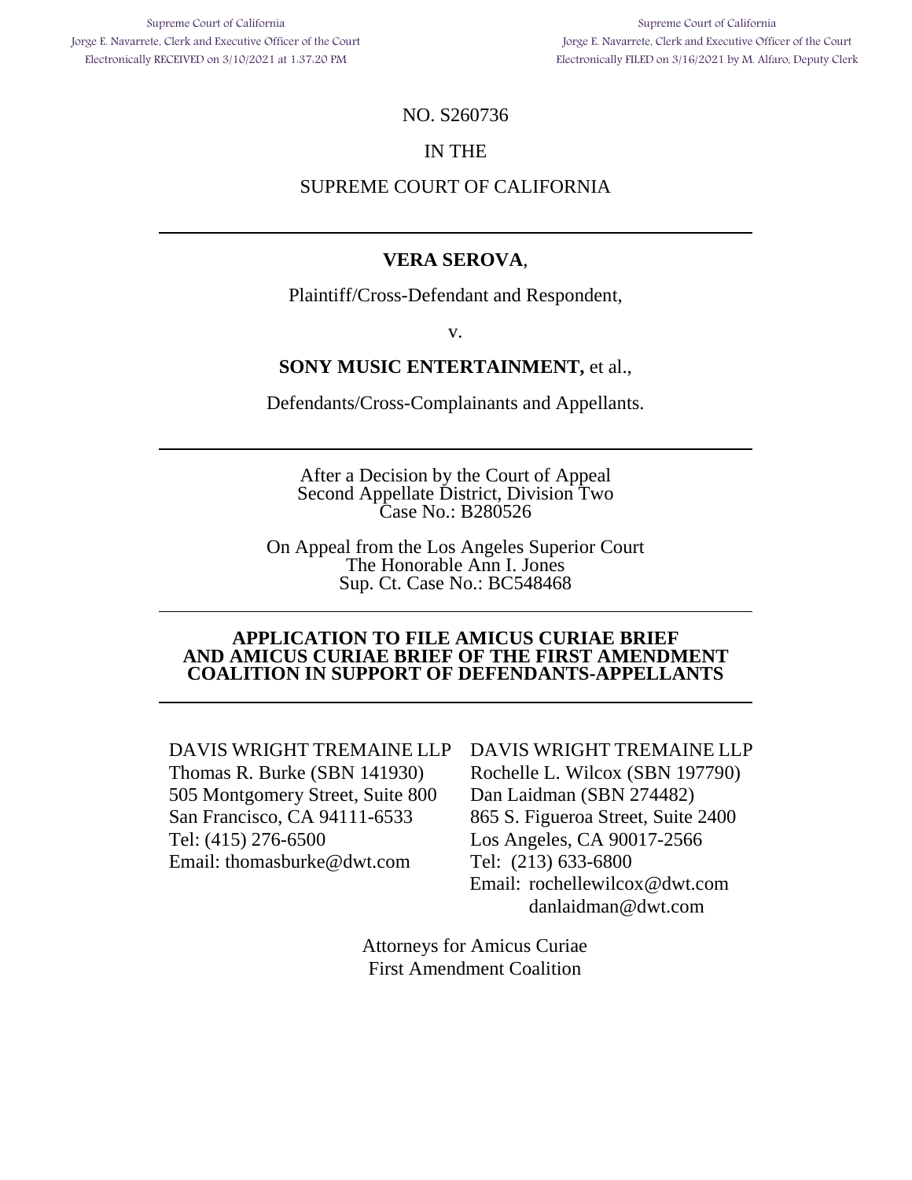Supreme Court of California
Jorge E. Navarrete, Clerk and Executive Officer of the Court
Electronically RECEIVED on 3/10/2021 at 1:37:20 PM

Supreme Court of California
Jorge E. Navarrete, Clerk and Executive Officer of the Court
Electronically FILED on 3/16/2021 by M. Alfaro, Deputy Clerk

NO. S260736

IN THE

SUPREME COURT OF CALIFORNIA

---

**VERA SEROVA**,

Plaintiff/Cross-Defendant and Respondent,

v.

**SONY MUSIC ENTERTAINMENT,** et al.,

Defendants/Cross-Complainants and Appellants.

---

After a Decision by the Court of Appeal
Second Appellate District, Division Two
Case No.: B280526

On Appeal from the Los Angeles Superior Court
The Honorable Ann I. Jones
Sup. Ct. Case No.: BC548468

---

**APPLICATION TO FILE AMICUS CURIAE BRIEF AND AMICUS CURIAE BRIEF OF THE FIRST AMENDMENT COALITION IN SUPPORT OF DEFENDANTS-APPELLANTS**

---

DAVIS WRIGHT TREMAINE LLP
Thomas R. Burke (SBN 141930)
505 Montgomery Street, Suite 800
San Francisco, CA 94111-6533
Tel: (415) 276-6500
Email: thomasburke@dwt.com

DAVIS WRIGHT TREMAINE LLP
Rochelle L. Wilcox (SBN 197790)
Dan Laidman (SBN 274482)
865 S. Figueroa Street, Suite 2400
Los Angeles, CA 90017-2566
Tel: (213) 633-6800
Email: rochellewilcox@dwt.com
danlaidman@dwt.com

Attorneys for Amicus Curiae
First Amendment Coalition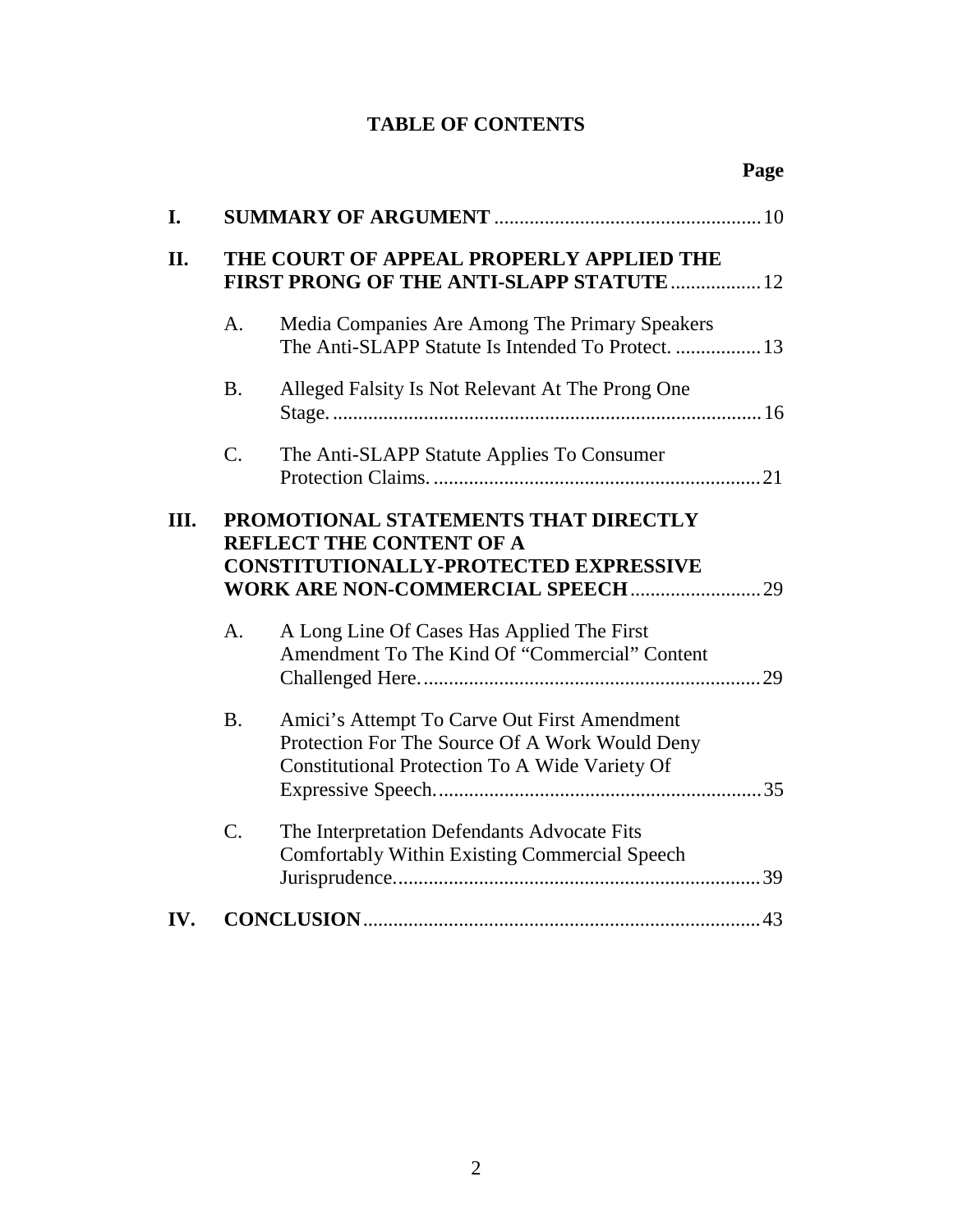## TABLE OF CONTENTS

**Page**

**I. SUMMARY OF ARGUMENT** .......... 10

**II. THE COURT OF APPEAL PROPERLY APPLIED THE FIRST PRONG OF THE ANTI-SLAPP STATUTE** .......... 12

- A. Media Companies Are Among The Primary Speakers The Anti-SLAPP Statute Is Intended To Protect. .......... 13
- B. Alleged Falsity Is Not Relevant At The Prong One Stage. .......... 16
- C. The Anti-SLAPP Statute Applies To Consumer Protection Claims. .......... 21

**III. PROMOTIONAL STATEMENTS THAT DIRECTLY REFLECT THE CONTENT OF A CONSTITUTIONALLY-PROTECTED EXPRESSIVE WORK ARE NON-COMMERCIAL SPEECH** .......... 29

- A. A Long Line Of Cases Has Applied The First Amendment To The Kind Of "Commercial" Content Challenged Here. .......... 29
- B. Amici's Attempt To Carve Out First Amendment Protection For The Source Of A Work Would Deny Constitutional Protection To A Wide Variety Of Expressive Speech. .......... 35
- C. The Interpretation Defendants Advocate Fits Comfortably Within Existing Commercial Speech Jurisprudence. .......... 39

**IV. CONCLUSION** .......... 43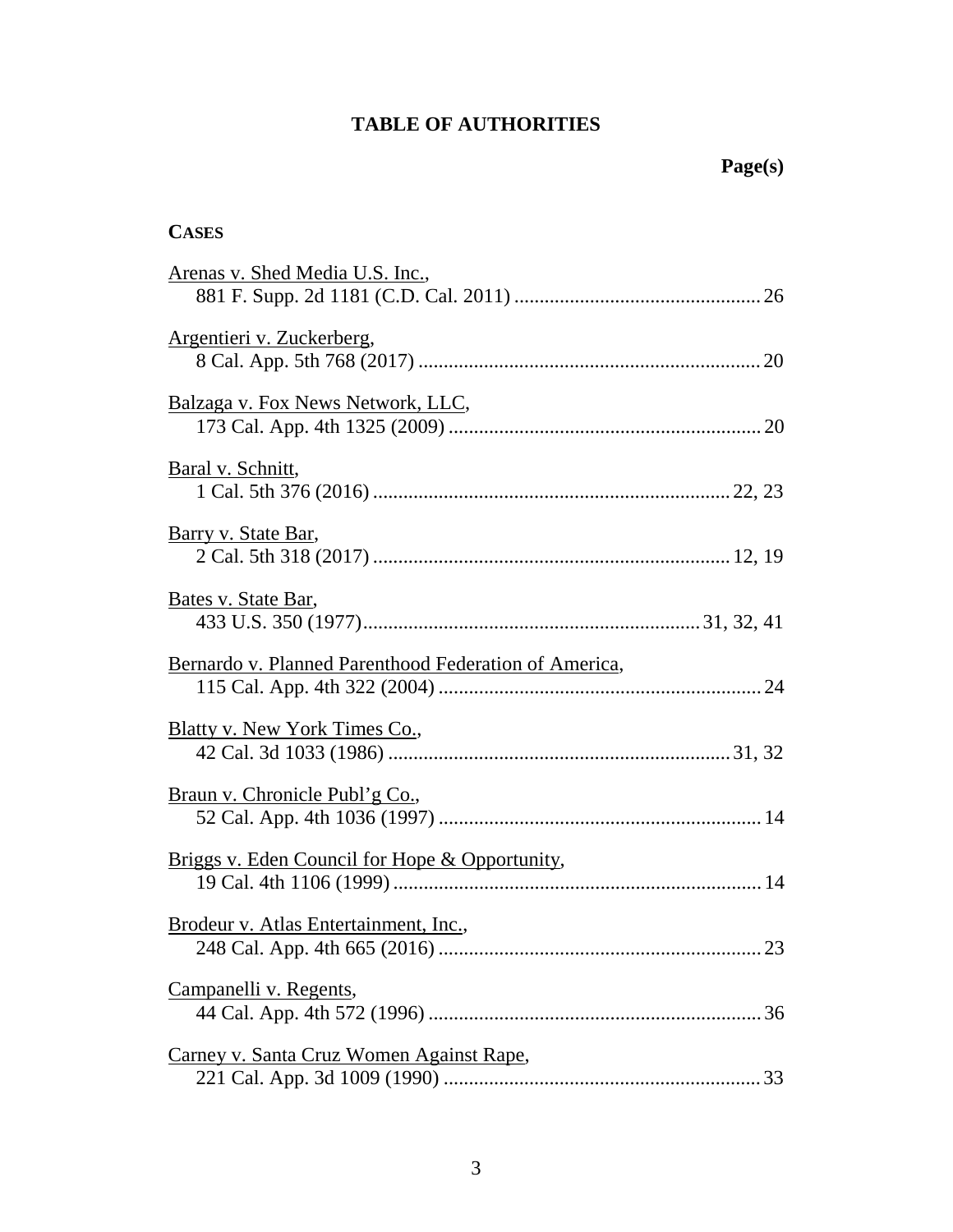# TABLE OF AUTHORITIES

**Page(s)**

**CASES**

Arenas v. Shed Media U.S. Inc., 881 F. Supp. 2d 1181 (C.D. Cal. 2011) ................................................ 26

Argentieri v. Zuckerberg, 8 Cal. App. 5th 768 (2017) ................................................................... 20

Balzaga v. Fox News Network, LLC, 173 Cal. App. 4th 1325 (2009) ............................................................ 20

Baral v. Schnitt, 1 Cal. 5th 376 (2016) ...................................................................... 22, 23

Barry v. State Bar, 2 Cal. 5th 318 (2017) ...................................................................... 12, 19

Bates v. State Bar, 433 U.S. 350 (1977) ................................................................. 31, 32, 41

Bernardo v. Planned Parenthood Federation of America, 115 Cal. App. 4th 322 (2004) ............................................................... 24

Blatty v. New York Times Co., 42 Cal. 3d 1033 (1986) ................................................................... 31, 32

Braun v. Chronicle Publ'g Co., 52 Cal. App. 4th 1036 (1997) ............................................................... 14

Briggs v. Eden Council for Hope & Opportunity, 19 Cal. 4th 1106 (1999) ........................................................................ 14

Brodeur v. Atlas Entertainment, Inc., 248 Cal. App. 4th 665 (2016) ............................................................... 23

Campanelli v. Regents, 44 Cal. App. 4th 572 (1996) ................................................................. 36

Carney v. Santa Cruz Women Against Rape, 221 Cal. App. 3d 1009 (1990) .............................................................. 33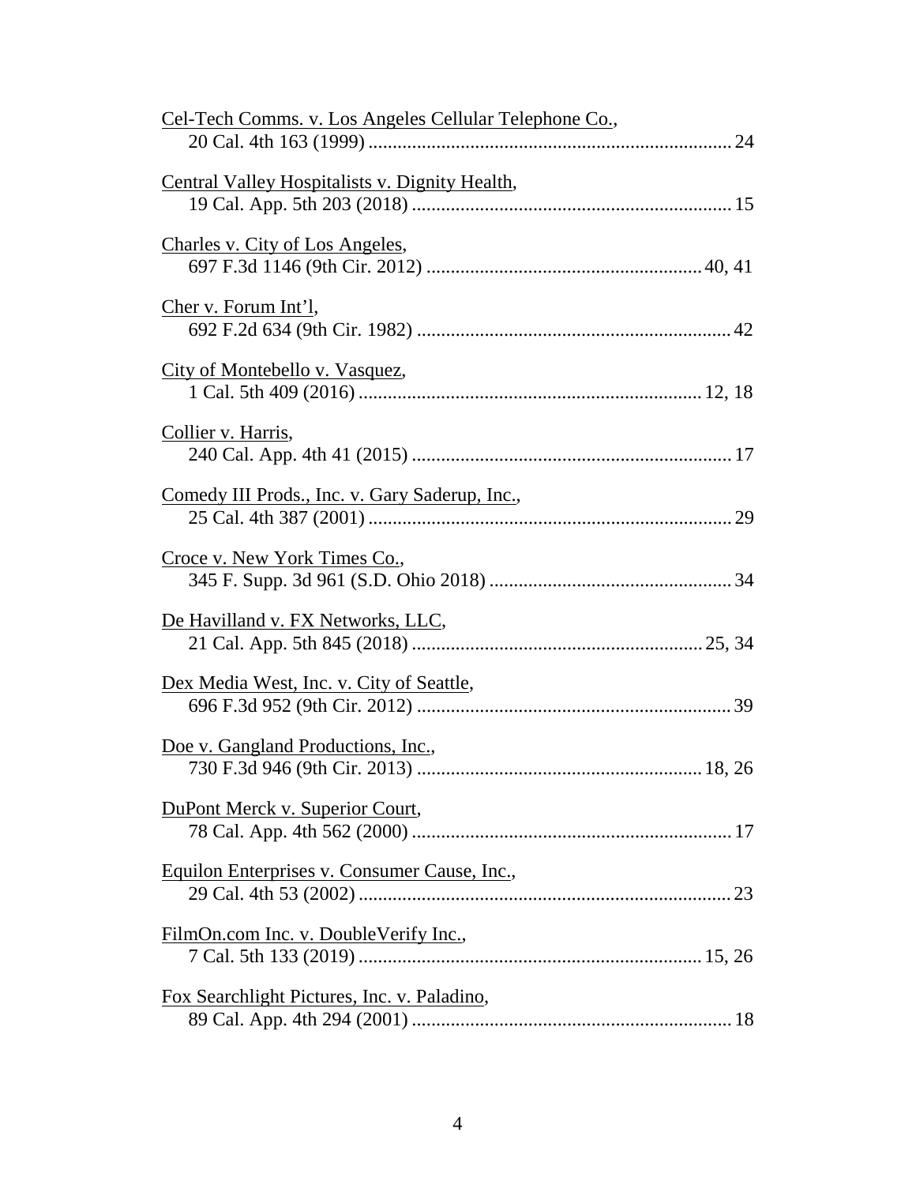Cel-Tech Comms. v. Los Angeles Cellular Telephone Co.,
20 Cal. 4th 163 (1999) .......................................................................... 24

Central Valley Hospitalists v. Dignity Health,
19 Cal. App. 5th 203 (2018) ................................................................. 15

Charles v. City of Los Angeles,
697 F.3d 1146 (9th Cir. 2012) ........................................................ 40, 41

Cher v. Forum Int'l,
692 F.2d 634 (9th Cir. 1982) ................................................................ 42

City of Montebello v. Vasquez,
1 Cal. 5th 409 (2016) ...................................................................... 12, 18

Collier v. Harris,
240 Cal. App. 4th 41 (2015) ................................................................. 17

Comedy III Prods., Inc. v. Gary Saderup, Inc.,
25 Cal. 4th 387 (2001) .......................................................................... 29

Croce v. New York Times Co.,
345 F. Supp. 3d 961 (S.D. Ohio 2018) .................................................. 34

De Havilland v. FX Networks, LLC,
21 Cal. App. 5th 845 (2018) ........................................................... 25, 34

Dex Media West, Inc. v. City of Seattle,
696 F.3d 952 (9th Cir. 2012) ................................................................ 39

Doe v. Gangland Productions, Inc.,
730 F.3d 946 (9th Cir. 2013) .......................................................... 18, 26

DuPont Merck v. Superior Court,
78 Cal. App. 4th 562 (2000) ................................................................. 17

Equilon Enterprises v. Consumer Cause, Inc.,
29 Cal. 4th 53 (2002) ............................................................................ 23

FilmOn.com Inc. v. DoubleVerify Inc.,
7 Cal. 5th 133 (2019) ...................................................................... 15, 26

Fox Searchlight Pictures, Inc. v. Paladino,
89 Cal. App. 4th 294 (2001) ................................................................. 18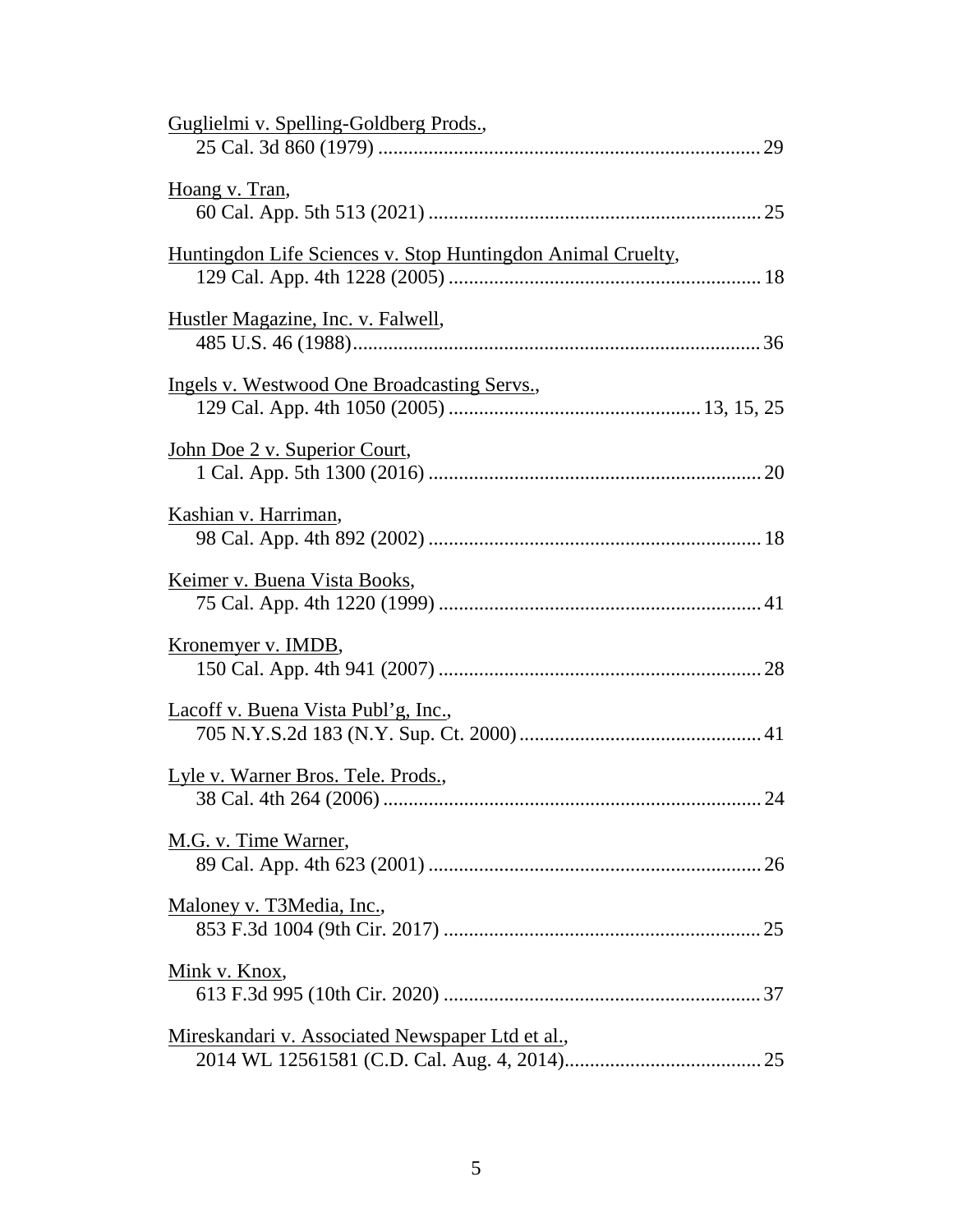Guglielmi v. Spelling-Goldberg Prods.,
25 Cal. 3d 860 (1979) ........................................................................... 29

Hoang v. Tran,
60 Cal. App. 5th 513 (2021) ................................................................. 25

Huntingdon Life Sciences v. Stop Huntingdon Animal Cruelty,
129 Cal. App. 4th 1228 (2005) ............................................................. 18

Hustler Magazine, Inc. v. Falwell,
485 U.S. 46 (1988) ................................................................................ 36

Ingels v. Westwood One Broadcasting Servs.,
129 Cal. App. 4th 1050 (2005) ................................................. 13, 15, 25

John Doe 2 v. Superior Court,
1 Cal. App. 5th 1300 (2016) ................................................................. 20

Kashian v. Harriman,
98 Cal. App. 4th 892 (2002) ................................................................. 18

Keimer v. Buena Vista Books,
75 Cal. App. 4th 1220 (1999) ............................................................... 41

Kronemyer v. IMDB,
150 Cal. App. 4th 941 (2007) ............................................................... 28

Lacoff v. Buena Vista Publ'g, Inc.,
705 N.Y.S.2d 183 (N.Y. Sup. Ct. 2000) ............................................... 41

Lyle v. Warner Bros. Tele. Prods.,
38 Cal. 4th 264 (2006) .......................................................................... 24

M.G. v. Time Warner,
89 Cal. App. 4th 623 (2001) ................................................................. 26

Maloney v. T3Media, Inc.,
853 F.3d 1004 (9th Cir. 2017) .............................................................. 25

Mink v. Knox,
613 F.3d 995 (10th Cir. 2020) .............................................................. 37

Mireskandari v. Associated Newspaper Ltd et al.,
2014 WL 12561581 (C.D. Cal. Aug. 4, 2014) ...................................... 25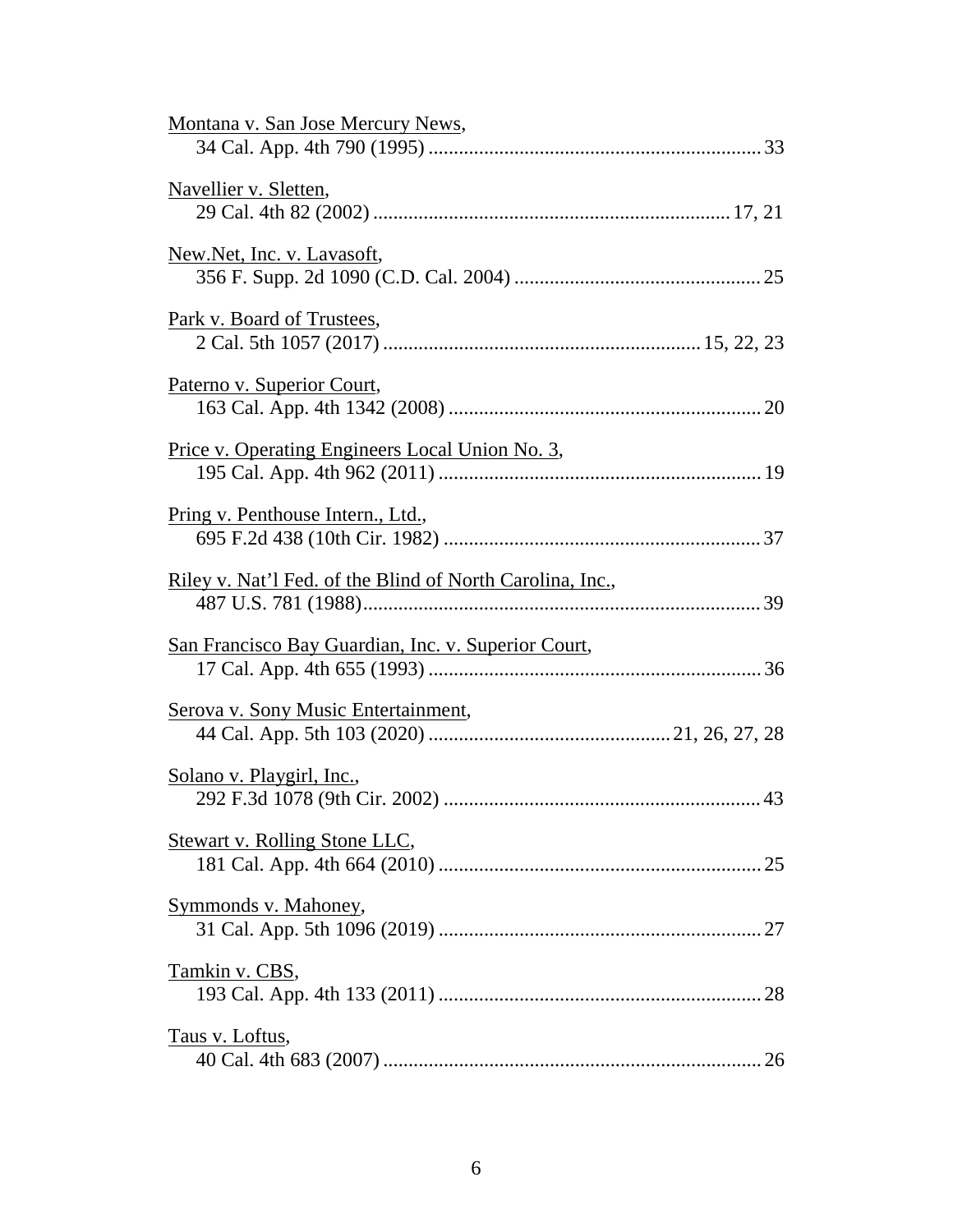Montana v. San Jose Mercury News,
34 Cal. App. 4th 790 (1995) .................................................................. 33

Navellier v. Sletten,
29 Cal. 4th 82 (2002) ....................................................................... 17, 21

New.Net, Inc. v. Lavasoft,
356 F. Supp. 2d 1090 (C.D. Cal. 2004) ................................................. 25

Park v. Board of Trustees,
2 Cal. 5th 1057 (2017) .............................................................. 15, 22, 23

Paterno v. Superior Court,
163 Cal. App. 4th 1342 (2008) .............................................................. 20

Price v. Operating Engineers Local Union No. 3,
195 Cal. App. 4th 962 (2011) ................................................................ 19

Pring v. Penthouse Intern., Ltd.,
695 F.2d 438 (10th Cir. 1982) ............................................................... 37

Riley v. Nat'l Fed. of the Blind of North Carolina, Inc.,
487 U.S. 781 (1988)............................................................................... 39

San Francisco Bay Guardian, Inc. v. Superior Court,
17 Cal. App. 4th 655 (1993) .................................................................. 36

Serova v. Sony Music Entertainment,
44 Cal. App. 5th 103 (2020) ................................................ 21, 26, 27, 28

Solano v. Playgirl, Inc.,
292 F.3d 1078 (9th Cir. 2002) ............................................................... 43

Stewart v. Rolling Stone LLC,
181 Cal. App. 4th 664 (2010) ................................................................ 25

Symmonds v. Mahoney,
31 Cal. App. 5th 1096 (2019) ................................................................ 27

Tamkin v. CBS,
193 Cal. App. 4th 133 (2011) ................................................................ 28

Taus v. Loftus,
40 Cal. 4th 683 (2007) ........................................................................... 26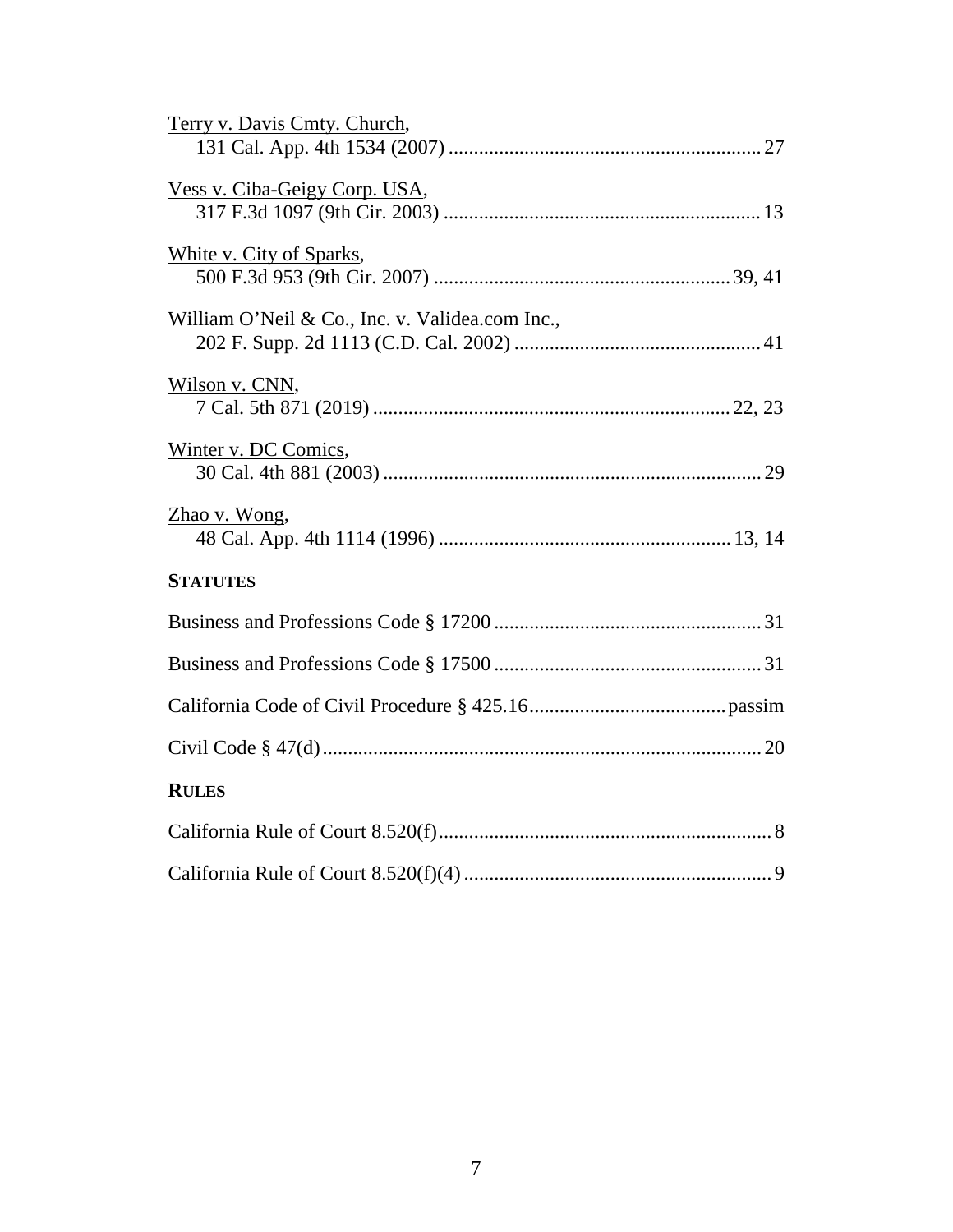Terry v. Davis Cmty. Church,
131 Cal. App. 4th 1534 (2007) ............................................................. 27

Vess v. Ciba-Geigy Corp. USA,
317 F.3d 1097 (9th Cir. 2003) .............................................................. 13

White v. City of Sparks,
500 F.3d 953 (9th Cir. 2007) .......................................................... 39, 41

William O'Neil & Co., Inc. v. Validea.com Inc.,
202 F. Supp. 2d 1113 (C.D. Cal. 2002) ................................................ 41

Wilson v. CNN,
7 Cal. 5th 871 (2019) ...................................................................... 22, 23

Winter v. DC Comics,
30 Cal. 4th 881 (2003) .......................................................................... 29

Zhao v. Wong,
48 Cal. App. 4th 1114 (1996) .......................................................... 13, 14

**STATUTES**

Business and Professions Code § 17200 .................................................... 31

Business and Professions Code § 17500 .................................................... 31

California Code of Civil Procedure § 425.16 ....................................... passim

Civil Code § 47(d) ...................................................................................... 20

**RULES**

California Rule of Court 8.520(f) ................................................................. 8

California Rule of Court 8.520(f)(4) ............................................................ 9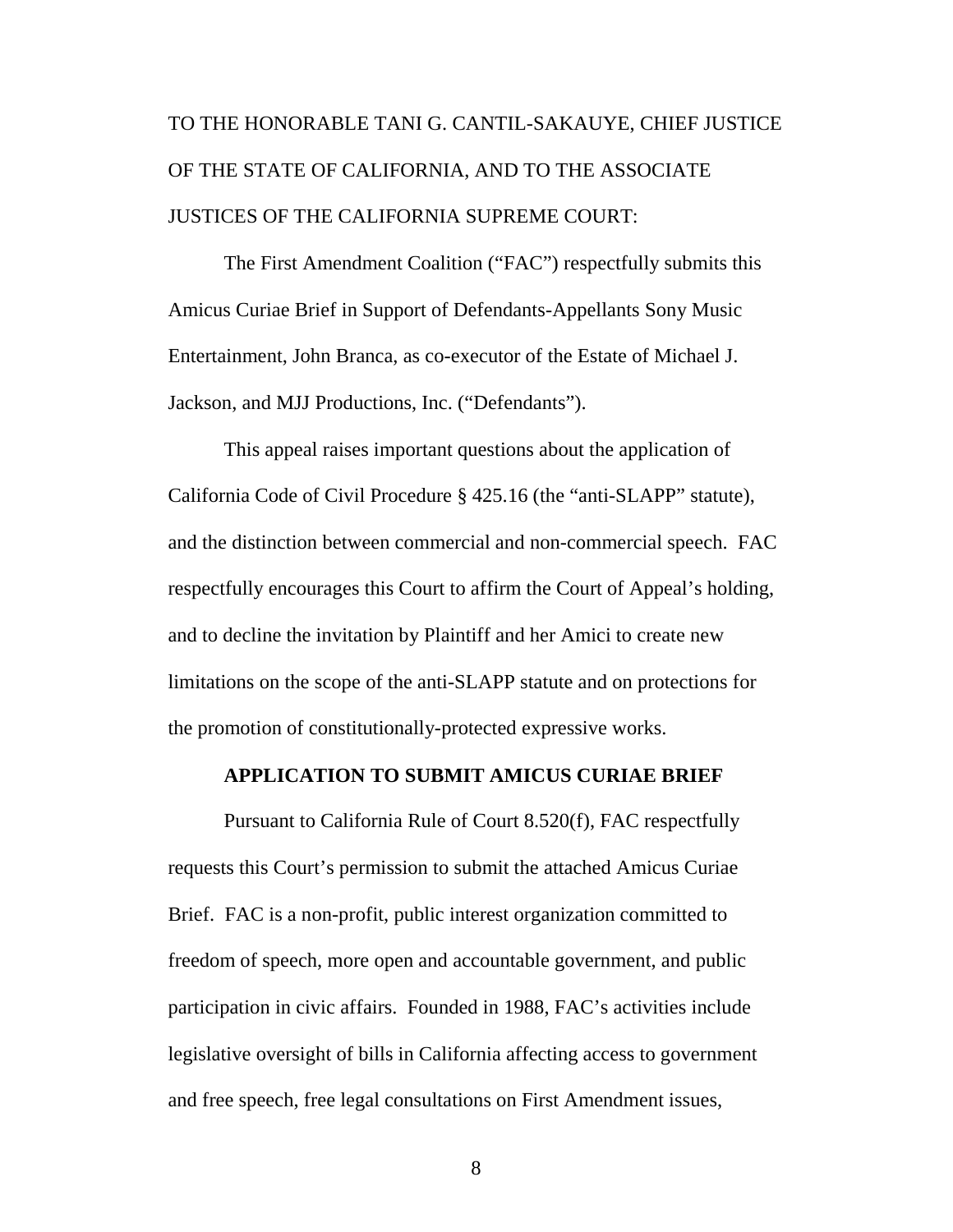TO THE HONORABLE TANI G. CANTIL-SAKAUYE, CHIEF JUSTICE OF THE STATE OF CALIFORNIA, AND TO THE ASSOCIATE JUSTICES OF THE CALIFORNIA SUPREME COURT:

The First Amendment Coalition ("FAC") respectfully submits this Amicus Curiae Brief in Support of Defendants-Appellants Sony Music Entertainment, John Branca, as co-executor of the Estate of Michael J. Jackson, and MJJ Productions, Inc. ("Defendants").

This appeal raises important questions about the application of California Code of Civil Procedure § 425.16 (the "anti-SLAPP" statute), and the distinction between commercial and non-commercial speech. FAC respectfully encourages this Court to affirm the Court of Appeal's holding, and to decline the invitation by Plaintiff and her Amici to create new limitations on the scope of the anti-SLAPP statute and on protections for the promotion of constitutionally-protected expressive works.

**APPLICATION TO SUBMIT AMICUS CURIAE BRIEF**

Pursuant to California Rule of Court 8.520(f), FAC respectfully requests this Court's permission to submit the attached Amicus Curiae Brief. FAC is a non-profit, public interest organization committed to freedom of speech, more open and accountable government, and public participation in civic affairs. Founded in 1988, FAC's activities include legislative oversight of bills in California affecting access to government and free speech, free legal consultations on First Amendment issues,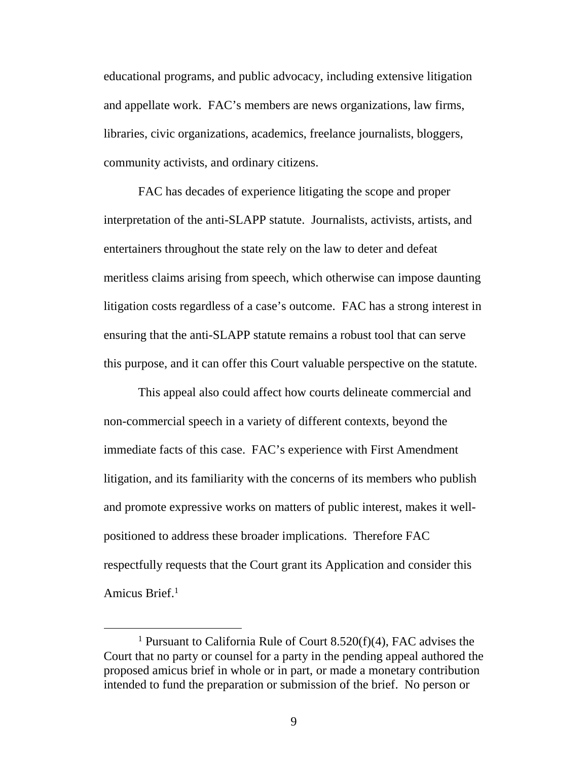educational programs, and public advocacy, including extensive litigation and appellate work. FAC's members are news organizations, law firms, libraries, civic organizations, academics, freelance journalists, bloggers, community activists, and ordinary citizens.

FAC has decades of experience litigating the scope and proper interpretation of the anti-SLAPP statute. Journalists, activists, artists, and entertainers throughout the state rely on the law to deter and defeat meritless claims arising from speech, which otherwise can impose daunting litigation costs regardless of a case's outcome. FAC has a strong interest in ensuring that the anti-SLAPP statute remains a robust tool that can serve this purpose, and it can offer this Court valuable perspective on the statute.

This appeal also could affect how courts delineate commercial and non-commercial speech in a variety of different contexts, beyond the immediate facts of this case. FAC's experience with First Amendment litigation, and its familiarity with the concerns of its members who publish and promote expressive works on matters of public interest, makes it well-positioned to address these broader implications. Therefore FAC respectfully requests that the Court grant its Application and consider this Amicus Brief.[1]

---

[1] Pursuant to California Rule of Court 8.520(f)(4), FAC advises the Court that no party or counsel for a party in the pending appeal authored the proposed amicus brief in whole or in part, or made a monetary contribution intended to fund the preparation or submission of the brief. No person or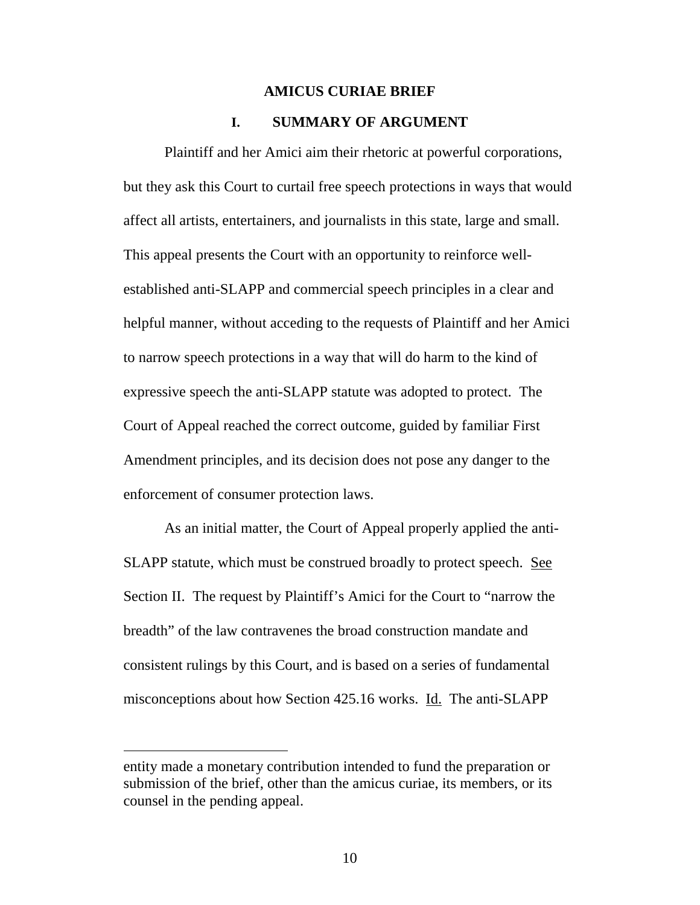# AMICUS CURIAE BRIEF

## I. SUMMARY OF ARGUMENT

Plaintiff and her Amici aim their rhetoric at powerful corporations, but they ask this Court to curtail free speech protections in ways that would affect all artists, entertainers, and journalists in this state, large and small. This appeal presents the Court with an opportunity to reinforce well-established anti-SLAPP and commercial speech principles in a clear and helpful manner, without acceding to the requests of Plaintiff and her Amici to narrow speech protections in a way that will do harm to the kind of expressive speech the anti-SLAPP statute was adopted to protect. The Court of Appeal reached the correct outcome, guided by familiar First Amendment principles, and its decision does not pose any danger to the enforcement of consumer protection laws.

As an initial matter, the Court of Appeal properly applied the anti-SLAPP statute, which must be construed broadly to protect speech. See Section II. The request by Plaintiff's Amici for the Court to "narrow the breadth" of the law contravenes the broad construction mandate and consistent rulings by this Court, and is based on a series of fundamental misconceptions about how Section 425.16 works. Id. The anti-SLAPP

---

entity made a monetary contribution intended to fund the preparation or submission of the brief, other than the amicus curiae, its members, or its counsel in the pending appeal.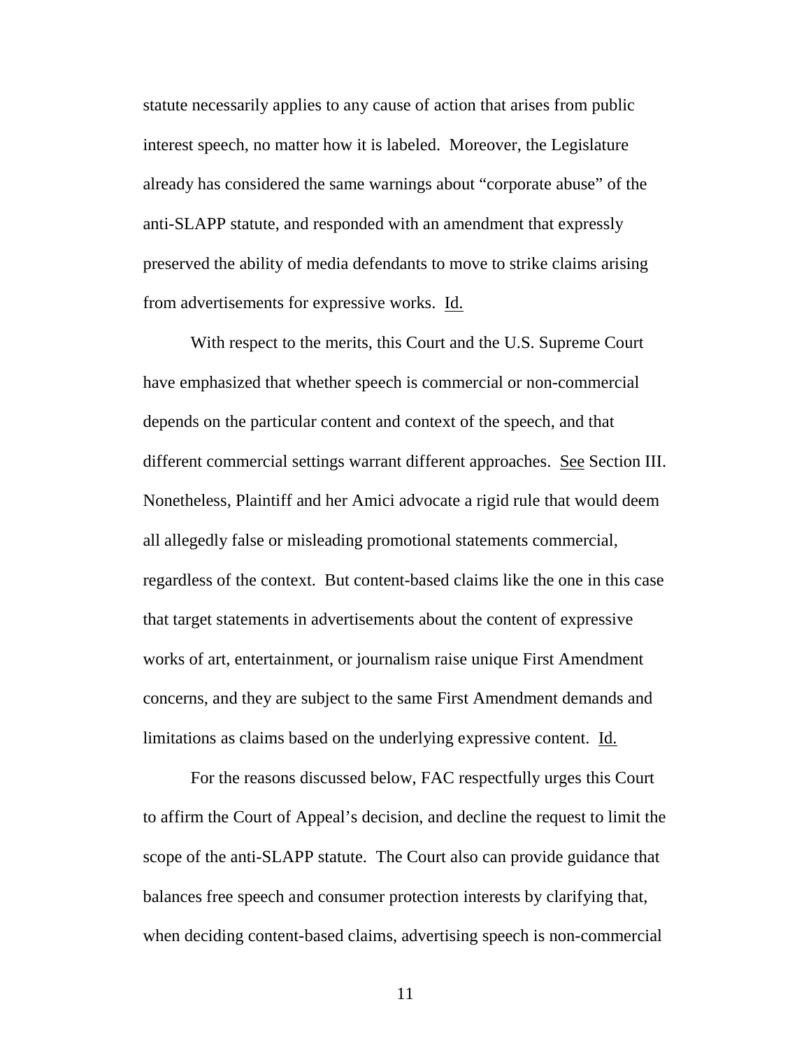statute necessarily applies to any cause of action that arises from public interest speech, no matter how it is labeled. Moreover, the Legislature already has considered the same warnings about "corporate abuse" of the anti-SLAPP statute, and responded with an amendment that expressly preserved the ability of media defendants to move to strike claims arising from advertisements for expressive works. Id.

With respect to the merits, this Court and the U.S. Supreme Court have emphasized that whether speech is commercial or non-commercial depends on the particular content and context of the speech, and that different commercial settings warrant different approaches. See Section III. Nonetheless, Plaintiff and her Amici advocate a rigid rule that would deem all allegedly false or misleading promotional statements commercial, regardless of the context. But content-based claims like the one in this case that target statements in advertisements about the content of expressive works of art, entertainment, or journalism raise unique First Amendment concerns, and they are subject to the same First Amendment demands and limitations as claims based on the underlying expressive content. Id.

For the reasons discussed below, FAC respectfully urges this Court to affirm the Court of Appeal's decision, and decline the request to limit the scope of the anti-SLAPP statute. The Court also can provide guidance that balances free speech and consumer protection interests by clarifying that, when deciding content-based claims, advertising speech is non-commercial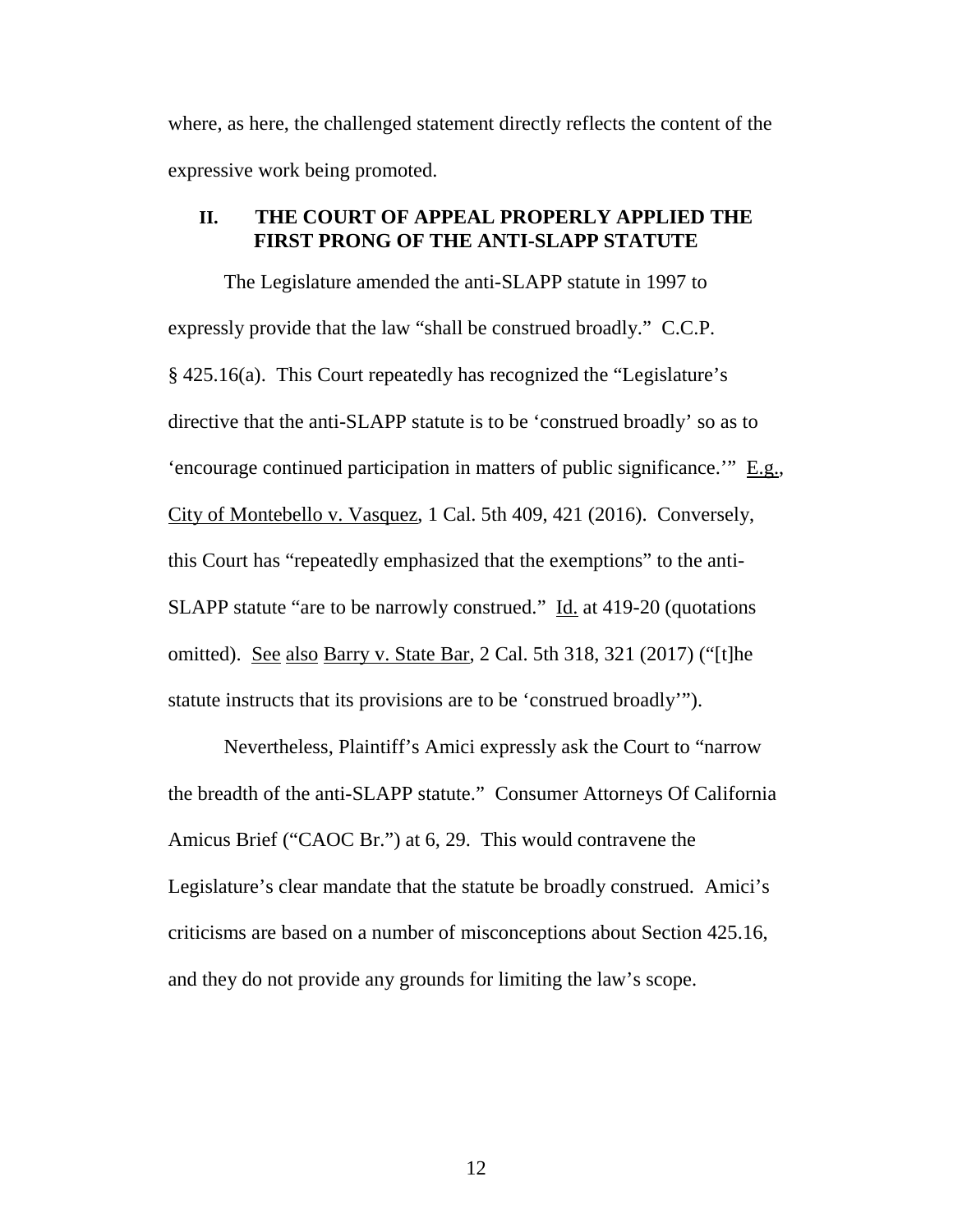where, as here, the challenged statement directly reflects the content of the expressive work being promoted.

## II. THE COURT OF APPEAL PROPERLY APPLIED THE FIRST PRONG OF THE ANTI-SLAPP STATUTE

The Legislature amended the anti-SLAPP statute in 1997 to expressly provide that the law "shall be construed broadly." C.C.P. § 425.16(a). This Court repeatedly has recognized the "Legislature's directive that the anti-SLAPP statute is to be 'construed broadly' so as to 'encourage continued participation in matters of public significance.'" E.g., City of Montebello v. Vasquez, 1 Cal. 5th 409, 421 (2016). Conversely, this Court has "repeatedly emphasized that the exemptions" to the anti-SLAPP statute "are to be narrowly construed." Id. at 419-20 (quotations omitted). See also Barry v. State Bar, 2 Cal. 5th 318, 321 (2017) ("[t]he statute instructs that its provisions are to be 'construed broadly'").

Nevertheless, Plaintiff's Amici expressly ask the Court to "narrow the breadth of the anti-SLAPP statute." Consumer Attorneys Of California Amicus Brief ("CAOC Br.") at 6, 29. This would contravene the Legislature's clear mandate that the statute be broadly construed. Amici's criticisms are based on a number of misconceptions about Section 425.16, and they do not provide any grounds for limiting the law's scope.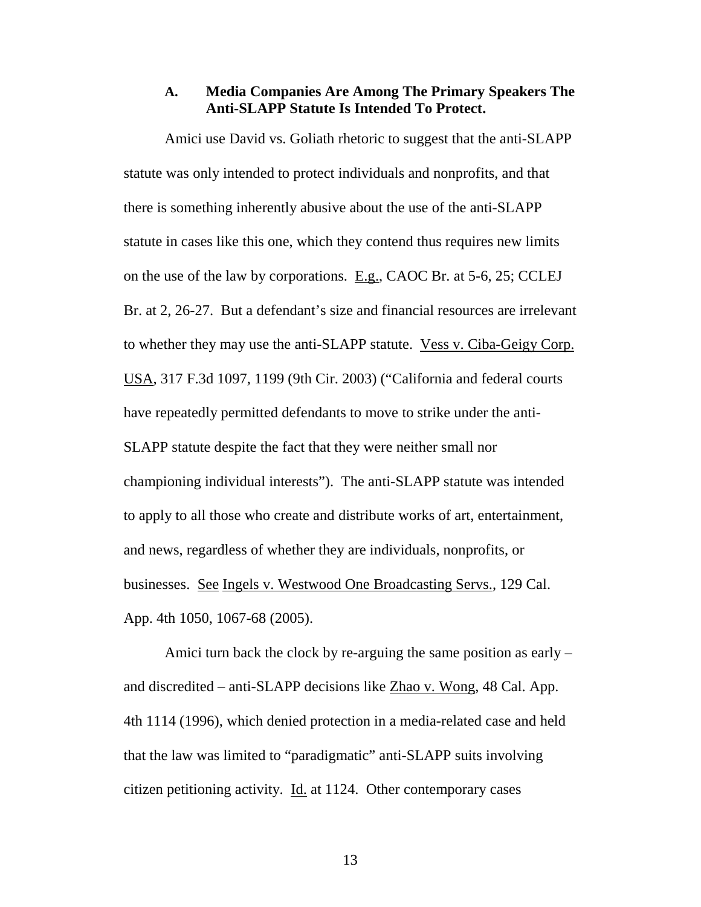### A. Media Companies Are Among The Primary Speakers The Anti-SLAPP Statute Is Intended To Protect.

Amici use David vs. Goliath rhetoric to suggest that the anti-SLAPP statute was only intended to protect individuals and nonprofits, and that there is something inherently abusive about the use of the anti-SLAPP statute in cases like this one, which they contend thus requires new limits on the use of the law by corporations. E.g., CAOC Br. at 5-6, 25; CCLEJ Br. at 2, 26-27. But a defendant's size and financial resources are irrelevant to whether they may use the anti-SLAPP statute. Vess v. Ciba-Geigy Corp. USA, 317 F.3d 1097, 1199 (9th Cir. 2003) ("California and federal courts have repeatedly permitted defendants to move to strike under the anti-SLAPP statute despite the fact that they were neither small nor championing individual interests"). The anti-SLAPP statute was intended to apply to all those who create and distribute works of art, entertainment, and news, regardless of whether they are individuals, nonprofits, or businesses. See Ingels v. Westwood One Broadcasting Servs., 129 Cal. App. 4th 1050, 1067-68 (2005).

Amici turn back the clock by re-arguing the same position as early – and discredited – anti-SLAPP decisions like Zhao v. Wong, 48 Cal. App. 4th 1114 (1996), which denied protection in a media-related case and held that the law was limited to "paradigmatic" anti-SLAPP suits involving citizen petitioning activity. Id. at 1124. Other contemporary cases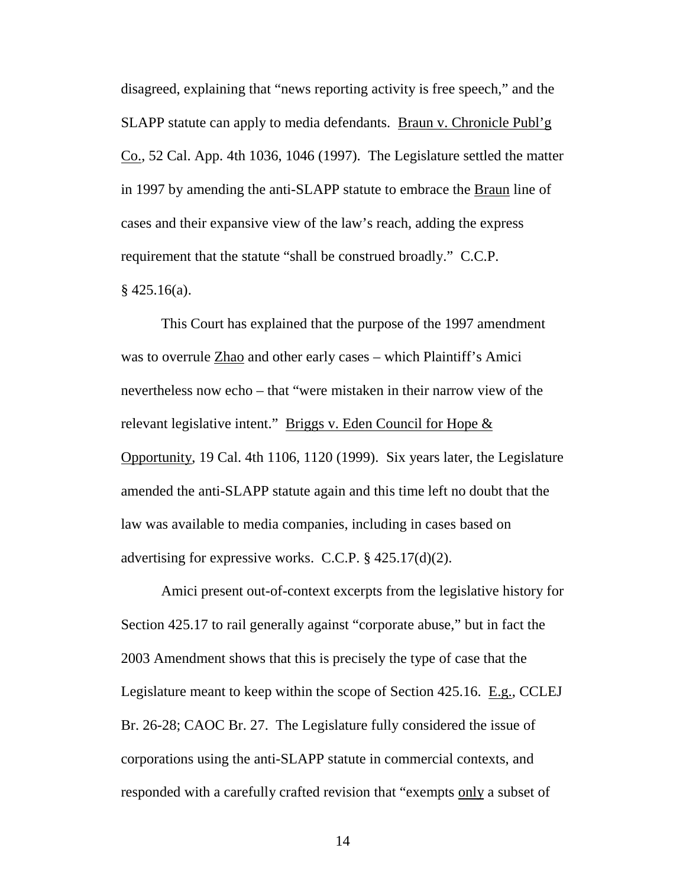disagreed, explaining that "news reporting activity is free speech," and the SLAPP statute can apply to media defendants. Braun v. Chronicle Publ'g Co., 52 Cal. App. 4th 1036, 1046 (1997). The Legislature settled the matter in 1997 by amending the anti-SLAPP statute to embrace the Braun line of cases and their expansive view of the law's reach, adding the express requirement that the statute "shall be construed broadly." C.C.P. § 425.16(a).

This Court has explained that the purpose of the 1997 amendment was to overrule Zhao and other early cases – which Plaintiff's Amici nevertheless now echo – that "were mistaken in their narrow view of the relevant legislative intent." Briggs v. Eden Council for Hope & Opportunity, 19 Cal. 4th 1106, 1120 (1999). Six years later, the Legislature amended the anti-SLAPP statute again and this time left no doubt that the law was available to media companies, including in cases based on advertising for expressive works. C.C.P. § 425.17(d)(2).

Amici present out-of-context excerpts from the legislative history for Section 425.17 to rail generally against "corporate abuse," but in fact the 2003 Amendment shows that this is precisely the type of case that the Legislature meant to keep within the scope of Section 425.16. E.g., CCLEJ Br. 26-28; CAOC Br. 27. The Legislature fully considered the issue of corporations using the anti-SLAPP statute in commercial contexts, and responded with a carefully crafted revision that "exempts only a subset of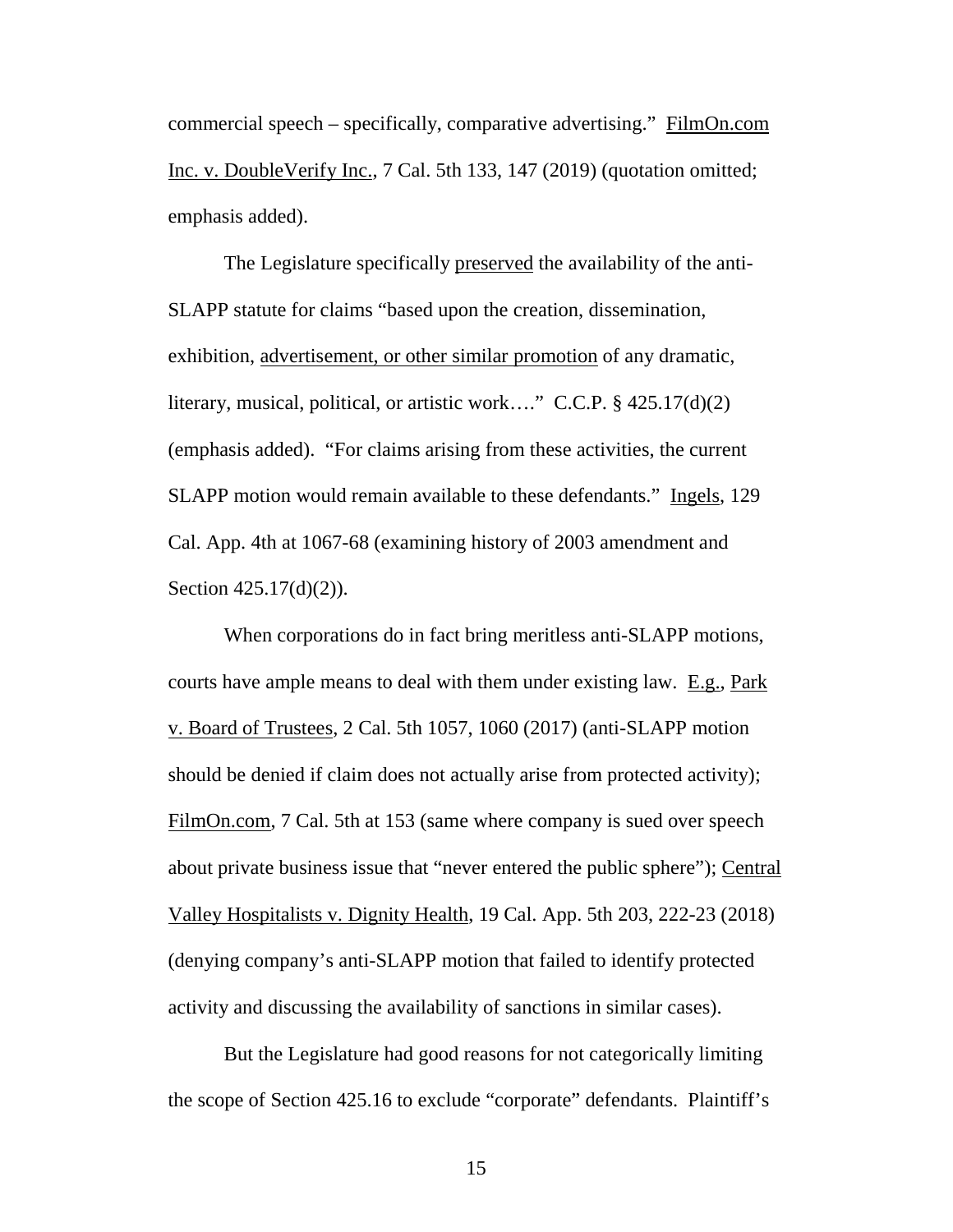commercial speech – specifically, comparative advertising." FilmOn.com Inc. v. DoubleVerify Inc., 7 Cal. 5th 133, 147 (2019) (quotation omitted; emphasis added).

The Legislature specifically preserved the availability of the anti-SLAPP statute for claims "based upon the creation, dissemination, exhibition, advertisement, or other similar promotion of any dramatic, literary, musical, political, or artistic work…." C.C.P. § 425.17(d)(2) (emphasis added). "For claims arising from these activities, the current SLAPP motion would remain available to these defendants." Ingels, 129 Cal. App. 4th at 1067-68 (examining history of 2003 amendment and Section 425.17(d)(2)).

When corporations do in fact bring meritless anti-SLAPP motions, courts have ample means to deal with them under existing law. E.g., Park v. Board of Trustees, 2 Cal. 5th 1057, 1060 (2017) (anti-SLAPP motion should be denied if claim does not actually arise from protected activity); FilmOn.com, 7 Cal. 5th at 153 (same where company is sued over speech about private business issue that "never entered the public sphere"); Central Valley Hospitalists v. Dignity Health, 19 Cal. App. 5th 203, 222-23 (2018) (denying company's anti-SLAPP motion that failed to identify protected activity and discussing the availability of sanctions in similar cases).

But the Legislature had good reasons for not categorically limiting the scope of Section 425.16 to exclude "corporate" defendants. Plaintiff's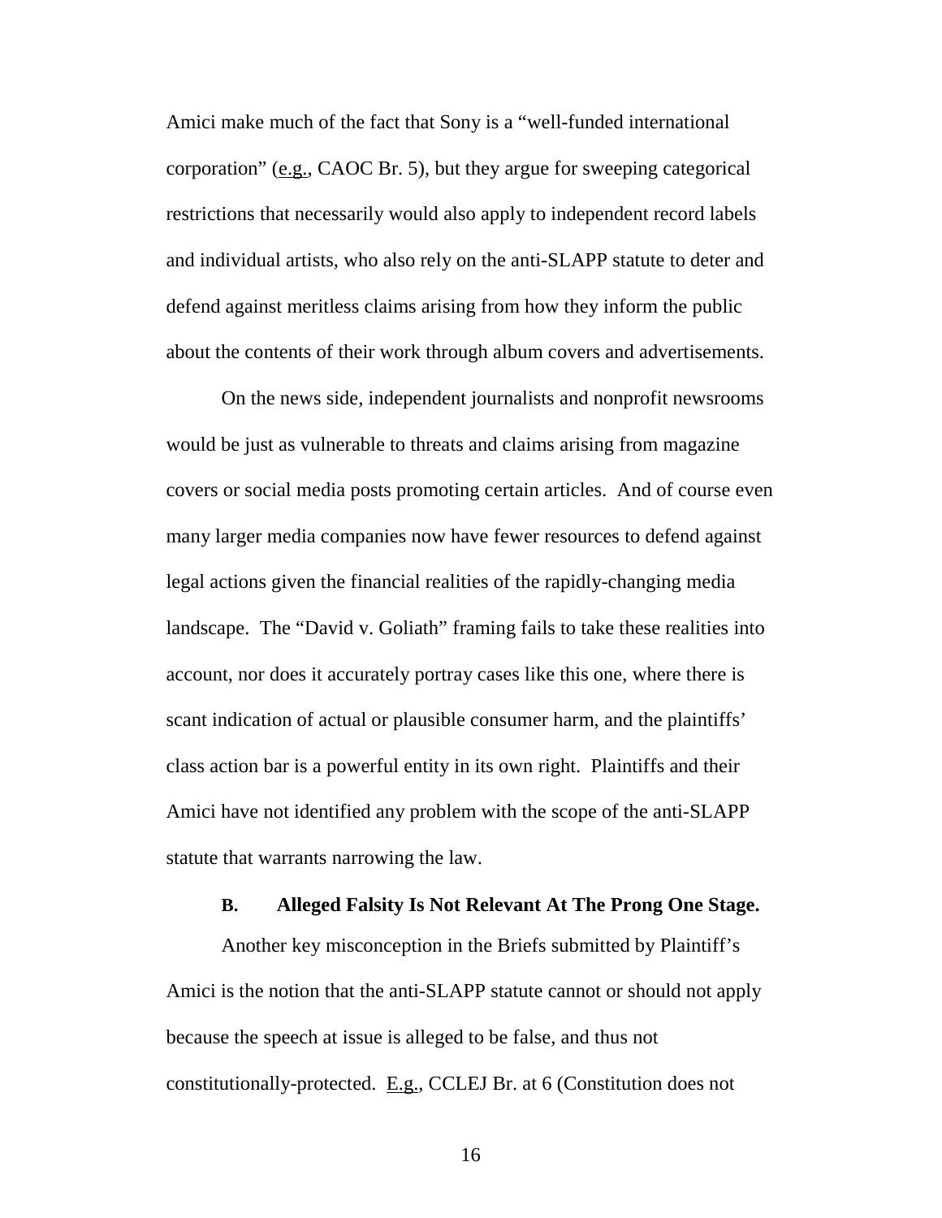Amici make much of the fact that Sony is a "well-funded international corporation" (e.g., CAOC Br. 5), but they argue for sweeping categorical restrictions that necessarily would also apply to independent record labels and individual artists, who also rely on the anti-SLAPP statute to deter and defend against meritless claims arising from how they inform the public about the contents of their work through album covers and advertisements.

On the news side, independent journalists and nonprofit newsrooms would be just as vulnerable to threats and claims arising from magazine covers or social media posts promoting certain articles. And of course even many larger media companies now have fewer resources to defend against legal actions given the financial realities of the rapidly-changing media landscape. The "David v. Goliath" framing fails to take these realities into account, nor does it accurately portray cases like this one, where there is scant indication of actual or plausible consumer harm, and the plaintiffs' class action bar is a powerful entity in its own right. Plaintiffs and their Amici have not identified any problem with the scope of the anti-SLAPP statute that warrants narrowing the law.

### B. Alleged Falsity Is Not Relevant At The Prong One Stage.

Another key misconception in the Briefs submitted by Plaintiff's Amici is the notion that the anti-SLAPP statute cannot or should not apply because the speech at issue is alleged to be false, and thus not constitutionally-protected. E.g., CCLEJ Br. at 6 (Constitution does not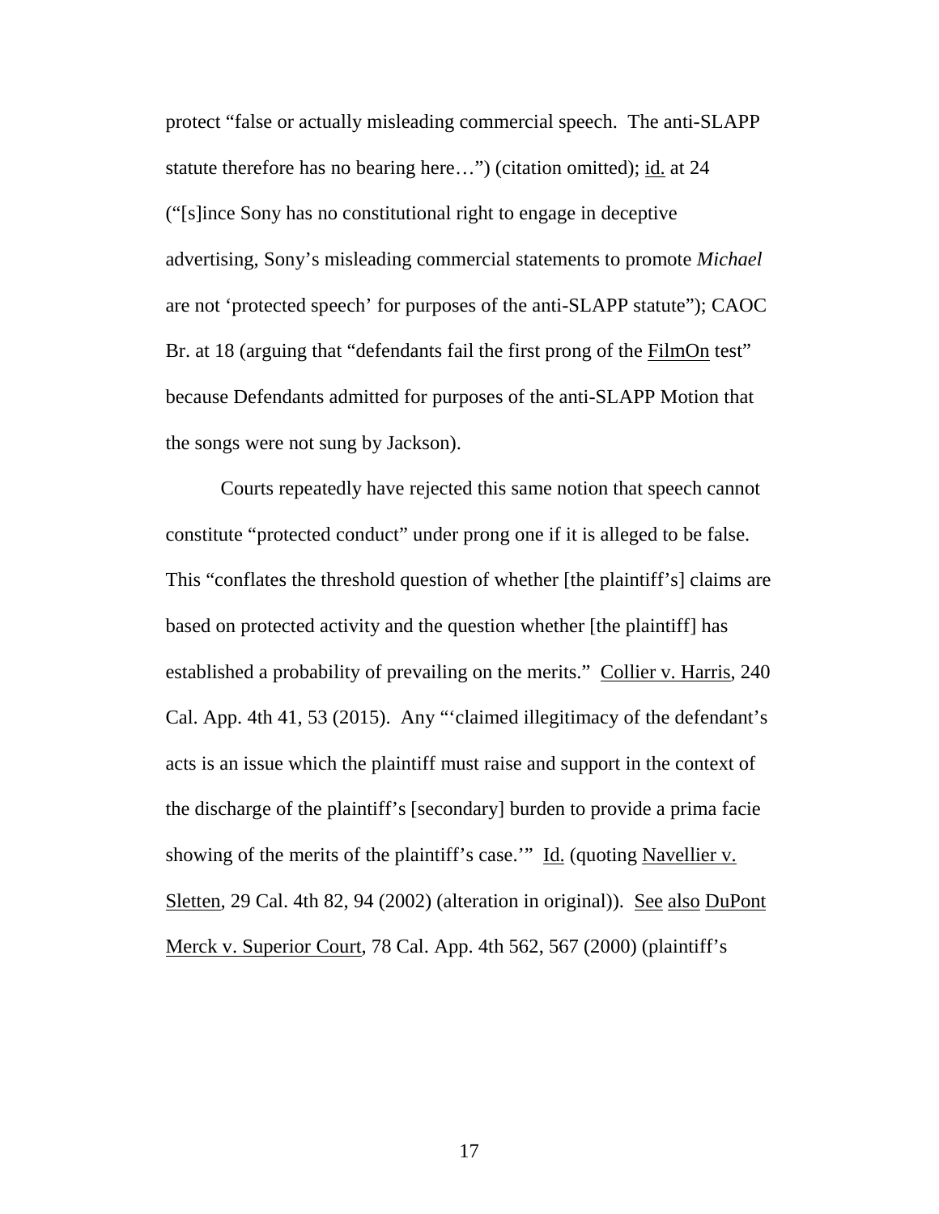protect "false or actually misleading commercial speech. The anti-SLAPP statute therefore has no bearing here…") (citation omitted); id. at 24 ("[s]ince Sony has no constitutional right to engage in deceptive advertising, Sony's misleading commercial statements to promote *Michael* are not 'protected speech' for purposes of the anti-SLAPP statute"); CAOC Br. at 18 (arguing that "defendants fail the first prong of the FilmOn test" because Defendants admitted for purposes of the anti-SLAPP Motion that the songs were not sung by Jackson).

Courts repeatedly have rejected this same notion that speech cannot constitute "protected conduct" under prong one if it is alleged to be false. This "conflates the threshold question of whether [the plaintiff's] claims are based on protected activity and the question whether [the plaintiff] has established a probability of prevailing on the merits." Collier v. Harris, 240 Cal. App. 4th 41, 53 (2015). Any "'claimed illegitimacy of the defendant's acts is an issue which the plaintiff must raise and support in the context of the discharge of the plaintiff's [secondary] burden to provide a prima facie showing of the merits of the plaintiff's case.'" Id. (quoting Navellier v. Sletten, 29 Cal. 4th 82, 94 (2002) (alteration in original)). See also DuPont Merck v. Superior Court, 78 Cal. App. 4th 562, 567 (2000) (plaintiff's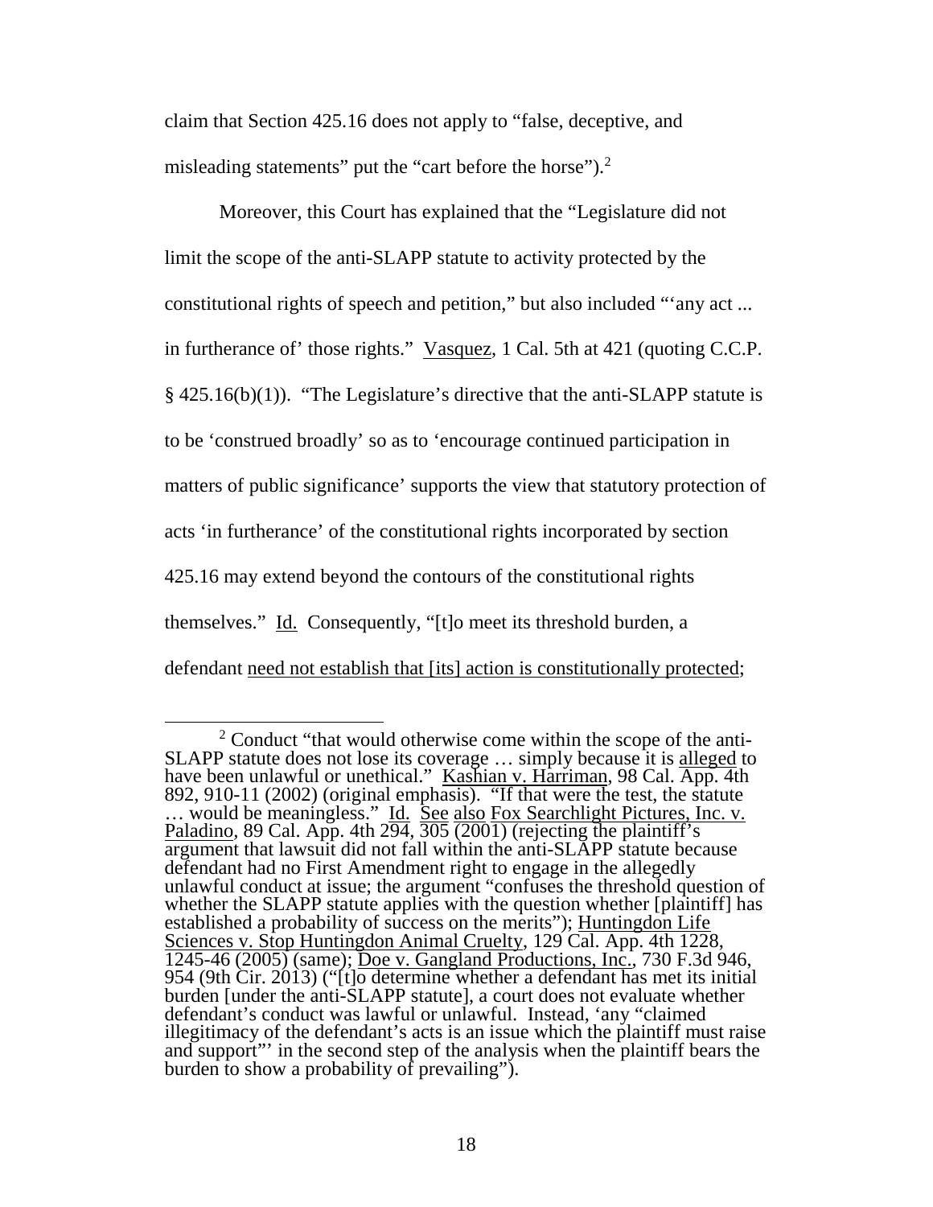claim that Section 425.16 does not apply to "false, deceptive, and misleading statements" put the "cart before the horse").[2]

Moreover, this Court has explained that the "Legislature did not limit the scope of the anti-SLAPP statute to activity protected by the constitutional rights of speech and petition," but also included "'any act ... in furtherance of' those rights." Vasquez, 1 Cal. 5th at 421 (quoting C.C.P. § 425.16(b)(1)). "The Legislature's directive that the anti-SLAPP statute is to be 'construed broadly' so as to 'encourage continued participation in matters of public significance' supports the view that statutory protection of acts 'in furtherance' of the constitutional rights incorporated by section 425.16 may extend beyond the contours of the constitutional rights themselves." Id. Consequently, "[t]o meet its threshold burden, a defendant need not establish that [its] action is constitutionally protected;

[2] Conduct "that would otherwise come within the scope of the anti-SLAPP statute does not lose its coverage … simply because it is alleged to have been unlawful or unethical." Kashian v. Harriman, 98 Cal. App. 4th 892, 910-11 (2002) (original emphasis). "If that were the test, the statute … would be meaningless." Id. See also Fox Searchlight Pictures, Inc. v. Paladino, 89 Cal. App. 4th 294, 305 (2001) (rejecting the plaintiff's argument that lawsuit did not fall within the anti-SLAPP statute because defendant had no First Amendment right to engage in the allegedly unlawful conduct at issue; the argument "confuses the threshold question of whether the SLAPP statute applies with the question whether [plaintiff] has established a probability of success on the merits"); Huntingdon Life Sciences v. Stop Huntingdon Animal Cruelty, 129 Cal. App. 4th 1228, 1245-46 (2005) (same); Doe v. Gangland Productions, Inc., 730 F.3d 946, 954 (9th Cir. 2013) ("[t]o determine whether a defendant has met its initial burden [under the anti-SLAPP statute], a court does not evaluate whether defendant's conduct was lawful or unlawful. Instead, 'any "claimed illegitimacy of the defendant's acts is an issue which the plaintiff must raise and support"' in the second step of the analysis when the plaintiff bears the burden to show a probability of prevailing").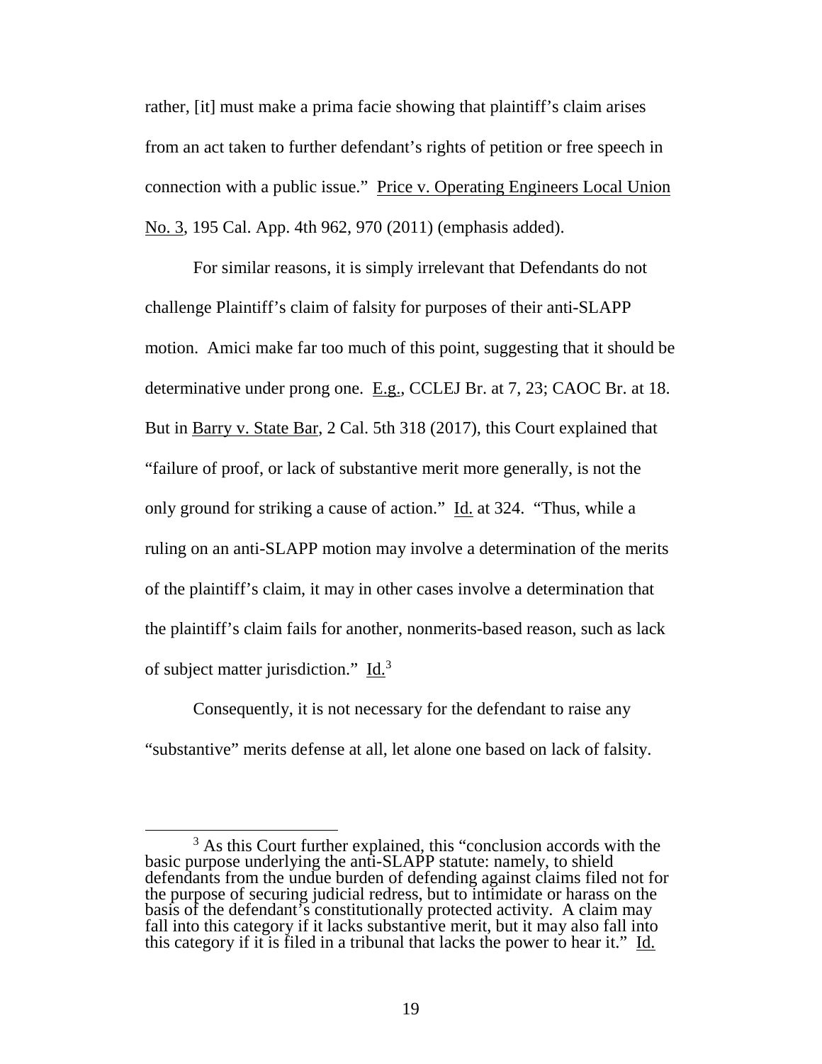rather, [it] must make a prima facie showing that plaintiff's claim arises from an act taken to further defendant's rights of petition or free speech in connection with a public issue." Price v. Operating Engineers Local Union No. 3, 195 Cal. App. 4th 962, 970 (2011) (emphasis added).

For similar reasons, it is simply irrelevant that Defendants do not challenge Plaintiff's claim of falsity for purposes of their anti-SLAPP motion. Amici make far too much of this point, suggesting that it should be determinative under prong one. E.g., CCLEJ Br. at 7, 23; CAOC Br. at 18. But in Barry v. State Bar, 2 Cal. 5th 318 (2017), this Court explained that "failure of proof, or lack of substantive merit more generally, is not the only ground for striking a cause of action." Id. at 324. "Thus, while a ruling on an anti-SLAPP motion may involve a determination of the merits of the plaintiff's claim, it may in other cases involve a determination that the plaintiff's claim fails for another, nonmerits-based reason, such as lack of subject matter jurisdiction." Id.[3]

Consequently, it is not necessary for the defendant to raise any "substantive" merits defense at all, let alone one based on lack of falsity.

[3] As this Court further explained, this "conclusion accords with the basic purpose underlying the anti-SLAPP statute: namely, to shield defendants from the undue burden of defending against claims filed not for the purpose of securing judicial redress, but to intimidate or harass on the basis of the defendant's constitutionally protected activity. A claim may fall into this category if it lacks substantive merit, but it may also fall into this category if it is filed in a tribunal that lacks the power to hear it." Id.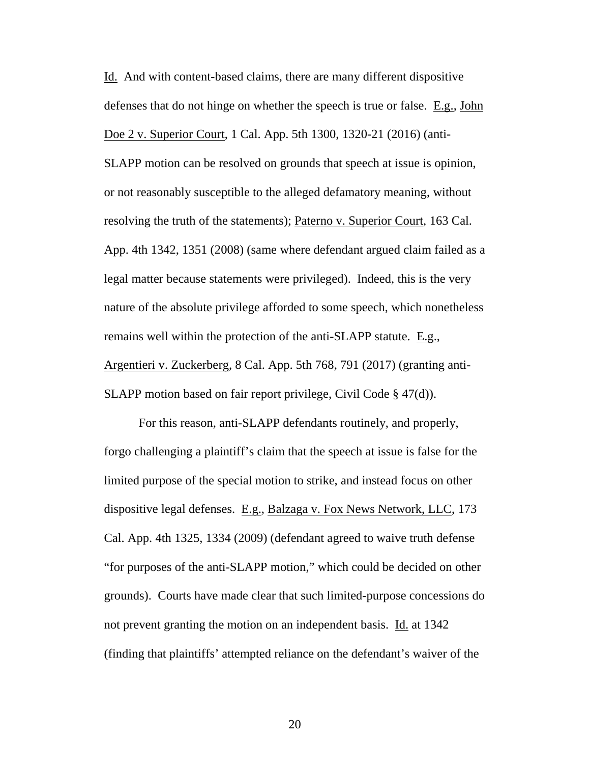Id. And with content-based claims, there are many different dispositive defenses that do not hinge on whether the speech is true or false. E.g., John Doe 2 v. Superior Court, 1 Cal. App. 5th 1300, 1320-21 (2016) (anti-SLAPP motion can be resolved on grounds that speech at issue is opinion, or not reasonably susceptible to the alleged defamatory meaning, without resolving the truth of the statements); Paterno v. Superior Court, 163 Cal. App. 4th 1342, 1351 (2008) (same where defendant argued claim failed as a legal matter because statements were privileged). Indeed, this is the very nature of the absolute privilege afforded to some speech, which nonetheless remains well within the protection of the anti-SLAPP statute. E.g., Argentieri v. Zuckerberg, 8 Cal. App. 5th 768, 791 (2017) (granting anti-SLAPP motion based on fair report privilege, Civil Code § 47(d)).

For this reason, anti-SLAPP defendants routinely, and properly, forgo challenging a plaintiff's claim that the speech at issue is false for the limited purpose of the special motion to strike, and instead focus on other dispositive legal defenses. E.g., Balzaga v. Fox News Network, LLC, 173 Cal. App. 4th 1325, 1334 (2009) (defendant agreed to waive truth defense "for purposes of the anti-SLAPP motion," which could be decided on other grounds). Courts have made clear that such limited-purpose concessions do not prevent granting the motion on an independent basis. Id. at 1342 (finding that plaintiffs' attempted reliance on the defendant's waiver of the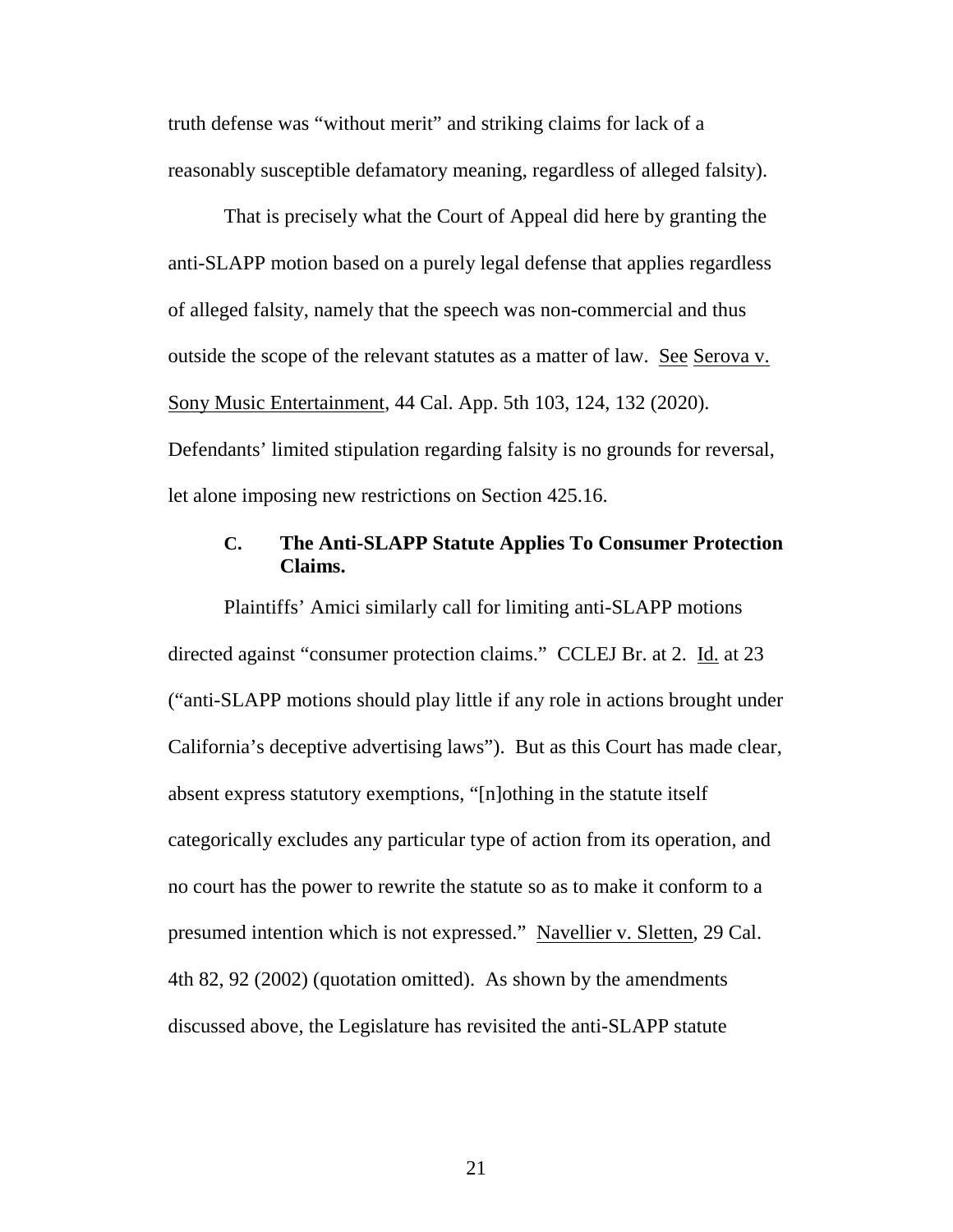truth defense was "without merit" and striking claims for lack of a reasonably susceptible defamatory meaning, regardless of alleged falsity).

That is precisely what the Court of Appeal did here by granting the anti-SLAPP motion based on a purely legal defense that applies regardless of alleged falsity, namely that the speech was non-commercial and thus outside the scope of the relevant statutes as a matter of law. See Serova v. Sony Music Entertainment, 44 Cal. App. 5th 103, 124, 132 (2020). Defendants' limited stipulation regarding falsity is no grounds for reversal, let alone imposing new restrictions on Section 425.16.

### C. The Anti-SLAPP Statute Applies To Consumer Protection Claims.

Plaintiffs' Amici similarly call for limiting anti-SLAPP motions directed against "consumer protection claims." CCLEJ Br. at 2. Id. at 23 ("anti-SLAPP motions should play little if any role in actions brought under California's deceptive advertising laws"). But as this Court has made clear, absent express statutory exemptions, "[n]othing in the statute itself categorically excludes any particular type of action from its operation, and no court has the power to rewrite the statute so as to make it conform to a presumed intention which is not expressed." Navellier v. Sletten, 29 Cal. 4th 82, 92 (2002) (quotation omitted). As shown by the amendments discussed above, the Legislature has revisited the anti-SLAPP statute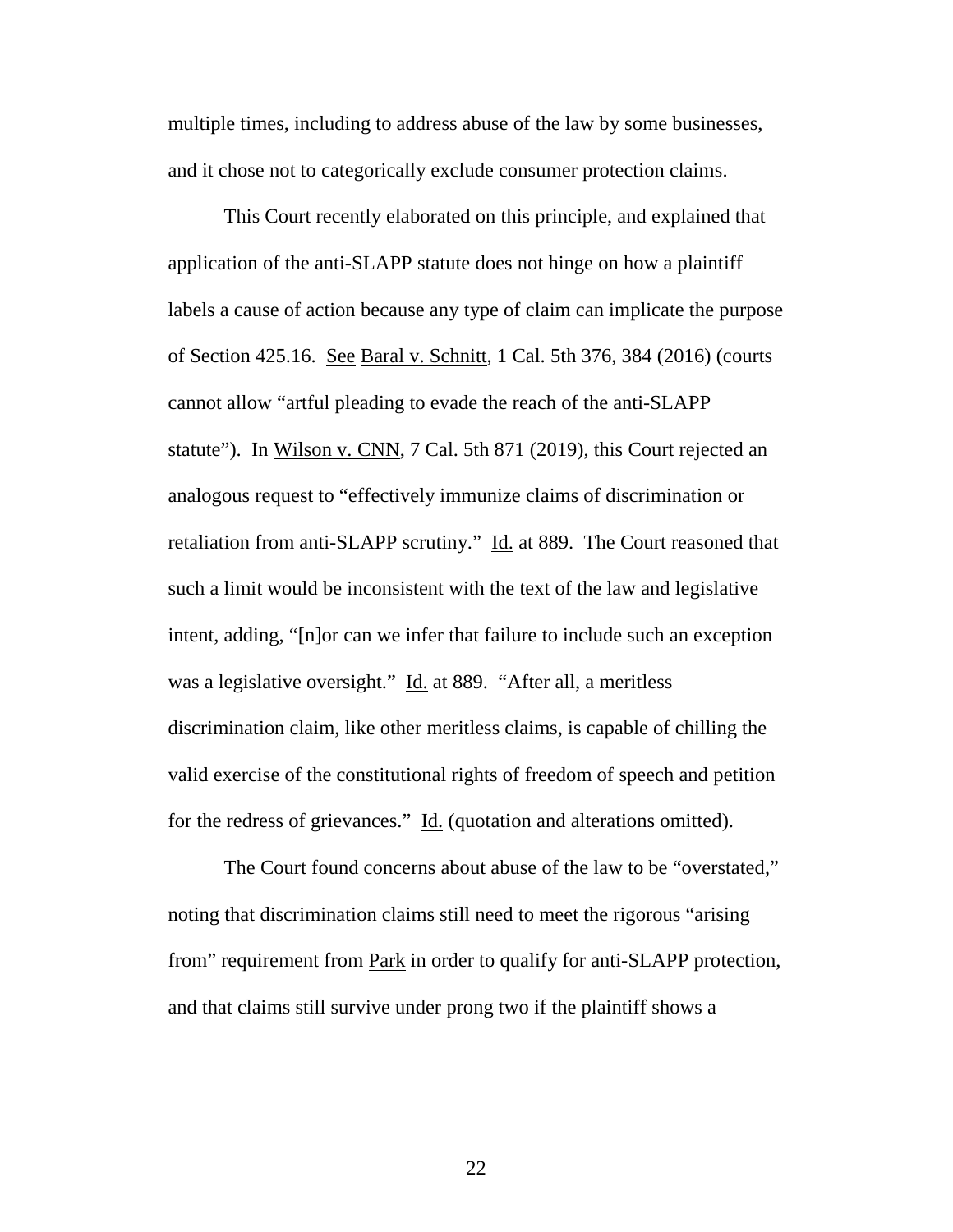multiple times, including to address abuse of the law by some businesses, and it chose not to categorically exclude consumer protection claims.

This Court recently elaborated on this principle, and explained that application of the anti-SLAPP statute does not hinge on how a plaintiff labels a cause of action because any type of claim can implicate the purpose of Section 425.16. See Baral v. Schnitt, 1 Cal. 5th 376, 384 (2016) (courts cannot allow "artful pleading to evade the reach of the anti-SLAPP statute"). In Wilson v. CNN, 7 Cal. 5th 871 (2019), this Court rejected an analogous request to "effectively immunize claims of discrimination or retaliation from anti-SLAPP scrutiny." Id. at 889. The Court reasoned that such a limit would be inconsistent with the text of the law and legislative intent, adding, "[n]or can we infer that failure to include such an exception was a legislative oversight." Id. at 889. "After all, a meritless discrimination claim, like other meritless claims, is capable of chilling the valid exercise of the constitutional rights of freedom of speech and petition for the redress of grievances." Id. (quotation and alterations omitted).

The Court found concerns about abuse of the law to be "overstated," noting that discrimination claims still need to meet the rigorous "arising from" requirement from Park in order to qualify for anti-SLAPP protection, and that claims still survive under prong two if the plaintiff shows a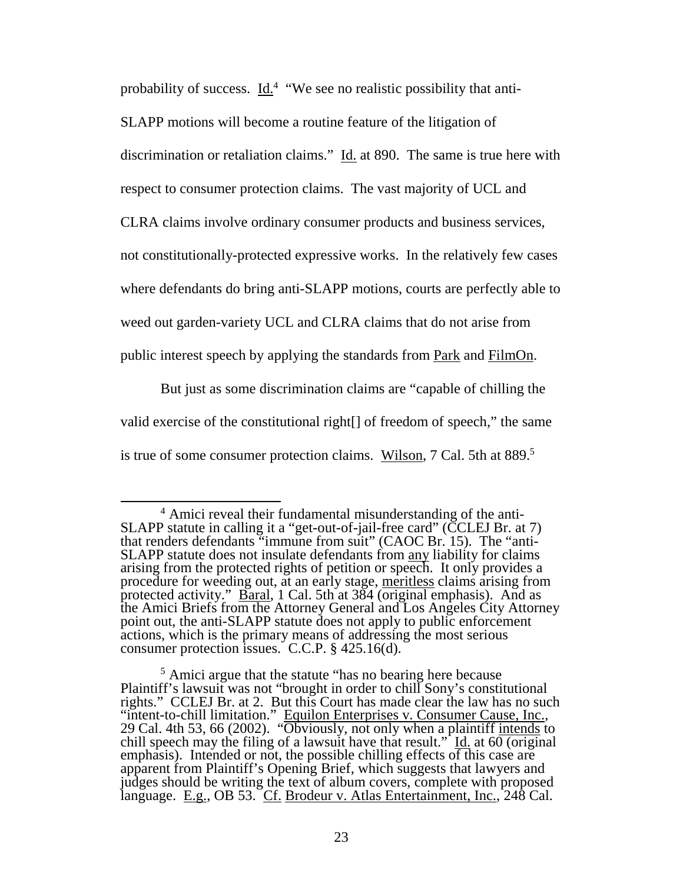probability of success. Id.[4] "We see no realistic possibility that anti-SLAPP motions will become a routine feature of the litigation of discrimination or retaliation claims." Id. at 890. The same is true here with respect to consumer protection claims. The vast majority of UCL and CLRA claims involve ordinary consumer products and business services, not constitutionally-protected expressive works. In the relatively few cases where defendants do bring anti-SLAPP motions, courts are perfectly able to weed out garden-variety UCL and CLRA claims that do not arise from public interest speech by applying the standards from Park and FilmOn.

But just as some discrimination claims are "capable of chilling the valid exercise of the constitutional right[] of freedom of speech," the same is true of some consumer protection claims. Wilson, 7 Cal. 5th at 889.[5]

---

[4] Amici reveal their fundamental misunderstanding of the anti-SLAPP statute in calling it a "get-out-of-jail-free card" (CCLEJ Br. at 7) that renders defendants "immune from suit" (CAOC Br. 15). The "anti-SLAPP statute does not insulate defendants from any liability for claims arising from the protected rights of petition or speech. It only provides a procedure for weeding out, at an early stage, meritless claims arising from protected activity." Baral, 1 Cal. 5th at 384 (original emphasis). And as the Amici Briefs from the Attorney General and Los Angeles City Attorney point out, the anti-SLAPP statute does not apply to public enforcement actions, which is the primary means of addressing the most serious consumer protection issues. C.C.P. § 425.16(d).

[5] Amici argue that the statute "has no bearing here because Plaintiff's lawsuit was not "brought in order to chill Sony's constitutional rights." CCLEJ Br. at 2. But this Court has made clear the law has no such "intent-to-chill limitation." Equilon Enterprises v. Consumer Cause, Inc., 29 Cal. 4th 53, 66 (2002). "Obviously, not only when a plaintiff intends to chill speech may the filing of a lawsuit have that result." Id. at 60 (original emphasis). Intended or not, the possible chilling effects of this case are apparent from Plaintiff's Opening Brief, which suggests that lawyers and judges should be writing the text of album covers, complete with proposed language. E.g., OB 53. Cf. Brodeur v. Atlas Entertainment, Inc., 248 Cal.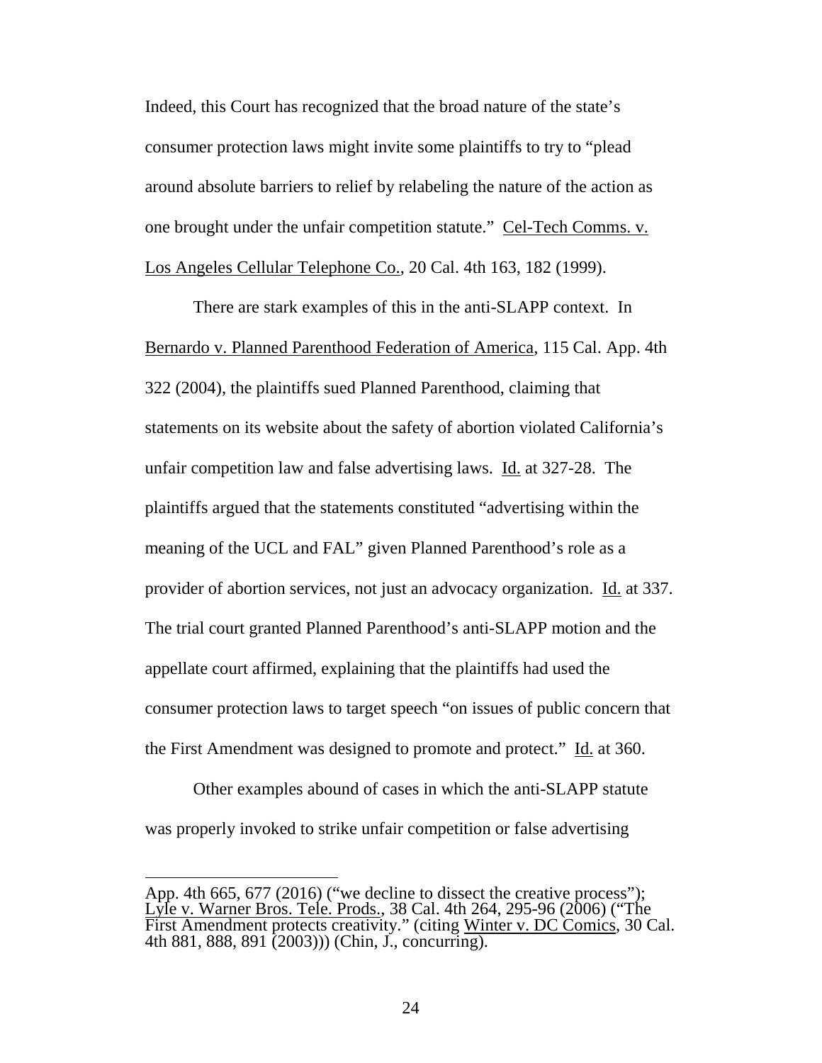Indeed, this Court has recognized that the broad nature of the state's consumer protection laws might invite some plaintiffs to try to "plead around absolute barriers to relief by relabeling the nature of the action as one brought under the unfair competition statute." Cel-Tech Comms. v. Los Angeles Cellular Telephone Co., 20 Cal. 4th 163, 182 (1999).

There are stark examples of this in the anti-SLAPP context. In Bernardo v. Planned Parenthood Federation of America, 115 Cal. App. 4th 322 (2004), the plaintiffs sued Planned Parenthood, claiming that statements on its website about the safety of abortion violated California's unfair competition law and false advertising laws. Id. at 327-28. The plaintiffs argued that the statements constituted "advertising within the meaning of the UCL and FAL" given Planned Parenthood's role as a provider of abortion services, not just an advocacy organization. Id. at 337. The trial court granted Planned Parenthood's anti-SLAPP motion and the appellate court affirmed, explaining that the plaintiffs had used the consumer protection laws to target speech "on issues of public concern that the First Amendment was designed to promote and protect." Id. at 360.

Other examples abound of cases in which the anti-SLAPP statute was properly invoked to strike unfair competition or false advertising

---

App. 4th 665, 677 (2016) ("we decline to dissect the creative process"); Lyle v. Warner Bros. Tele. Prods., 38 Cal. 4th 264, 295-96 (2006) ("The First Amendment protects creativity." (citing Winter v. DC Comics, 30 Cal. 4th 881, 888, 891 (2003))) (Chin, J., concurring).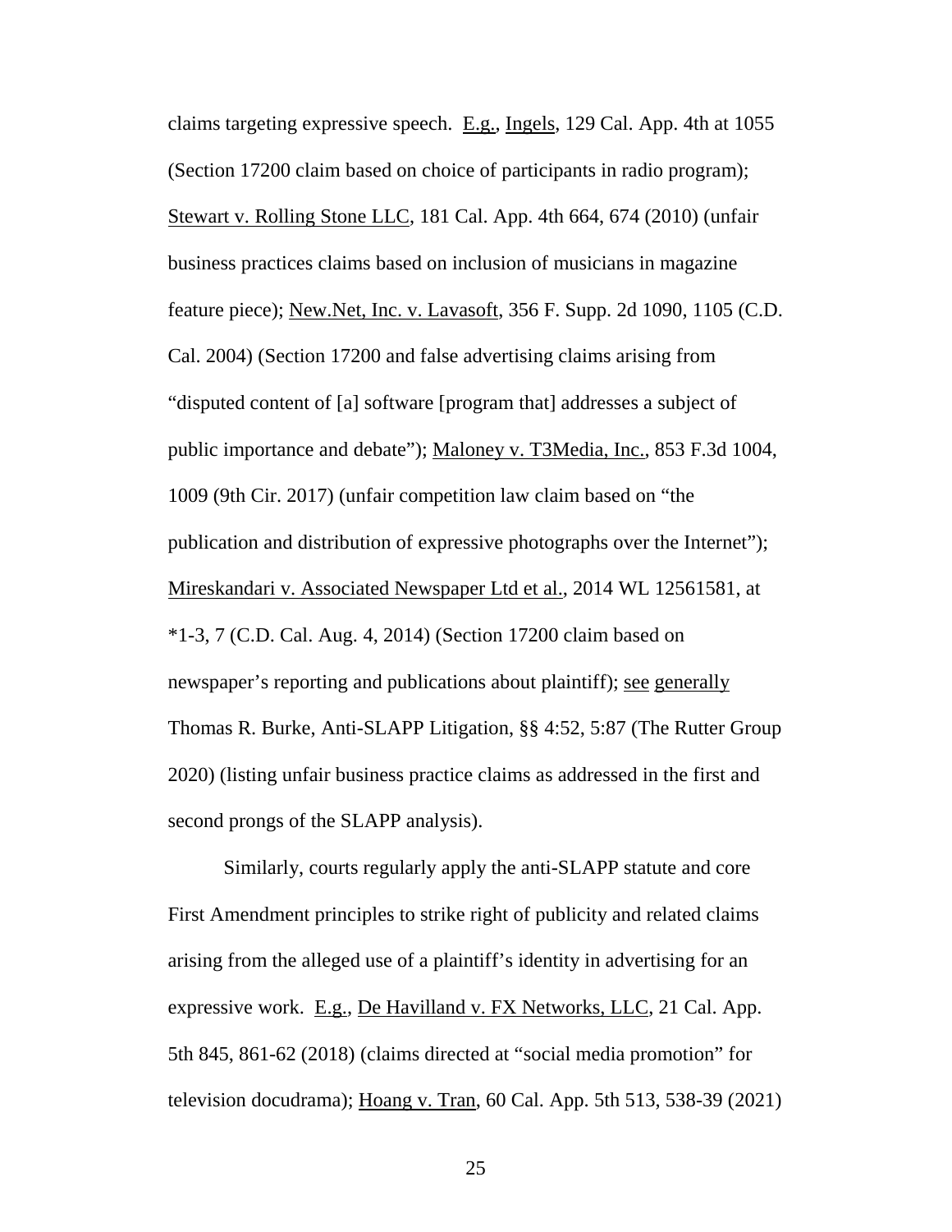claims targeting expressive speech. E.g., Ingels, 129 Cal. App. 4th at 1055 (Section 17200 claim based on choice of participants in radio program); Stewart v. Rolling Stone LLC, 181 Cal. App. 4th 664, 674 (2010) (unfair business practices claims based on inclusion of musicians in magazine feature piece); New.Net, Inc. v. Lavasoft, 356 F. Supp. 2d 1090, 1105 (C.D. Cal. 2004) (Section 17200 and false advertising claims arising from "disputed content of [a] software [program that] addresses a subject of public importance and debate"); Maloney v. T3Media, Inc., 853 F.3d 1004, 1009 (9th Cir. 2017) (unfair competition law claim based on "the publication and distribution of expressive photographs over the Internet"); Mireskandari v. Associated Newspaper Ltd et al., 2014 WL 12561581, at *1-3, 7 (C.D. Cal. Aug. 4, 2014) (Section 17200 claim based on newspaper's reporting and publications about plaintiff); see generally Thomas R. Burke, Anti-SLAPP Litigation, §§ 4:52, 5:87 (The Rutter Group 2020) (listing unfair business practice claims as addressed in the first and second prongs of the SLAPP analysis).

Similarly, courts regularly apply the anti-SLAPP statute and core First Amendment principles to strike right of publicity and related claims arising from the alleged use of a plaintiff's identity in advertising for an expressive work. E.g., De Havilland v. FX Networks, LLC, 21 Cal. App. 5th 845, 861-62 (2018) (claims directed at "social media promotion" for television docudrama); Hoang v. Tran, 60 Cal. App. 5th 513, 538-39 (2021)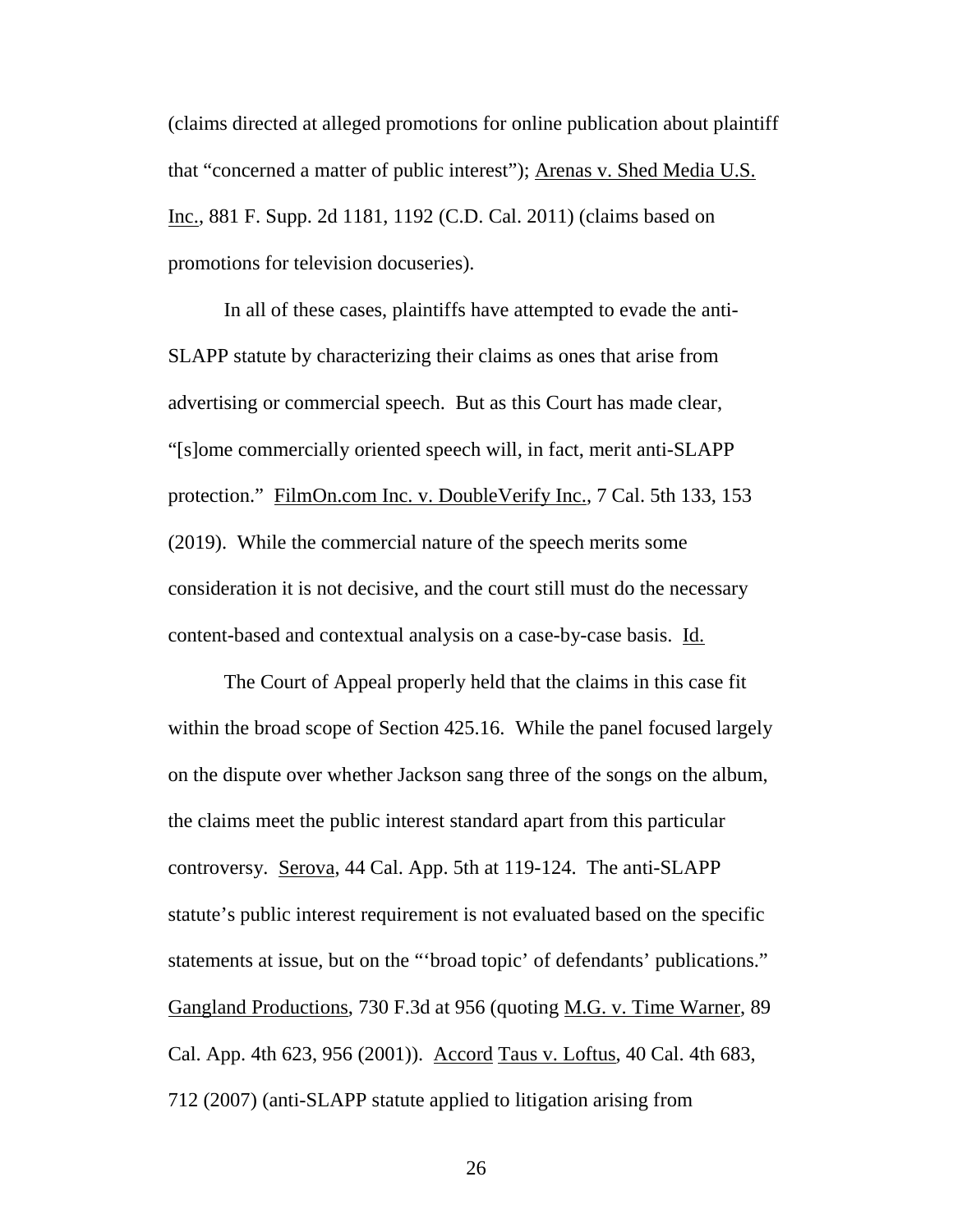(claims directed at alleged promotions for online publication about plaintiff that "concerned a matter of public interest"); Arenas v. Shed Media U.S. Inc., 881 F. Supp. 2d 1181, 1192 (C.D. Cal. 2011) (claims based on promotions for television docuseries).

In all of these cases, plaintiffs have attempted to evade the anti-SLAPP statute by characterizing their claims as ones that arise from advertising or commercial speech. But as this Court has made clear, "[s]ome commercially oriented speech will, in fact, merit anti-SLAPP protection." FilmOn.com Inc. v. DoubleVerify Inc., 7 Cal. 5th 133, 153 (2019). While the commercial nature of the speech merits some consideration it is not decisive, and the court still must do the necessary content-based and contextual analysis on a case-by-case basis. Id.

The Court of Appeal properly held that the claims in this case fit within the broad scope of Section 425.16. While the panel focused largely on the dispute over whether Jackson sang three of the songs on the album, the claims meet the public interest standard apart from this particular controversy. Serova, 44 Cal. App. 5th at 119-124. The anti-SLAPP statute's public interest requirement is not evaluated based on the specific statements at issue, but on the "'broad topic' of defendants' publications." Gangland Productions, 730 F.3d at 956 (quoting M.G. v. Time Warner, 89 Cal. App. 4th 623, 956 (2001)). Accord Taus v. Loftus, 40 Cal. 4th 683, 712 (2007) (anti-SLAPP statute applied to litigation arising from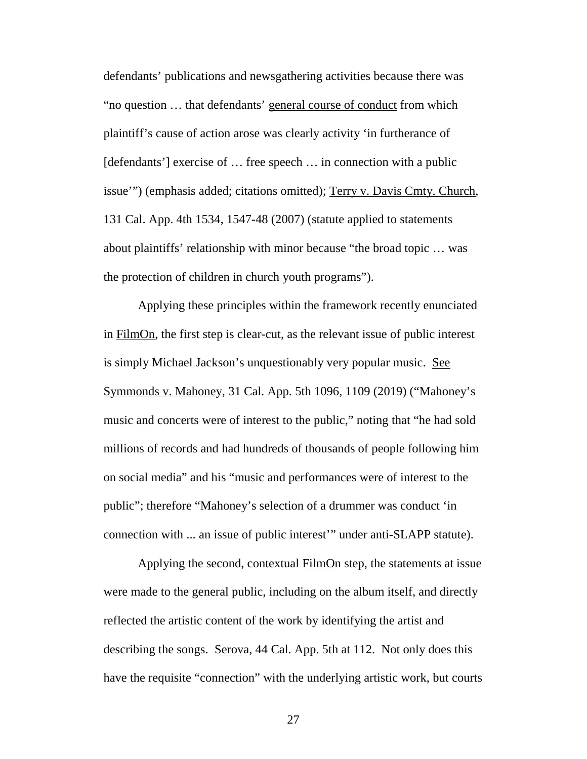defendants' publications and newsgathering activities because there was "no question … that defendants' general course of conduct from which plaintiff's cause of action arose was clearly activity 'in furtherance of [defendants'] exercise of … free speech … in connection with a public issue'") (emphasis added; citations omitted); Terry v. Davis Cmty. Church, 131 Cal. App. 4th 1534, 1547-48 (2007) (statute applied to statements about plaintiffs' relationship with minor because "the broad topic … was the protection of children in church youth programs").

Applying these principles within the framework recently enunciated in FilmOn, the first step is clear-cut, as the relevant issue of public interest is simply Michael Jackson's unquestionably very popular music. See Symmonds v. Mahoney, 31 Cal. App. 5th 1096, 1109 (2019) ("Mahoney's music and concerts were of interest to the public," noting that "he had sold millions of records and had hundreds of thousands of people following him on social media" and his "music and performances were of interest to the public"; therefore "Mahoney's selection of a drummer was conduct 'in connection with ... an issue of public interest'" under anti-SLAPP statute).

Applying the second, contextual FilmOn step, the statements at issue were made to the general public, including on the album itself, and directly reflected the artistic content of the work by identifying the artist and describing the songs. Serova, 44 Cal. App. 5th at 112. Not only does this have the requisite "connection" with the underlying artistic work, but courts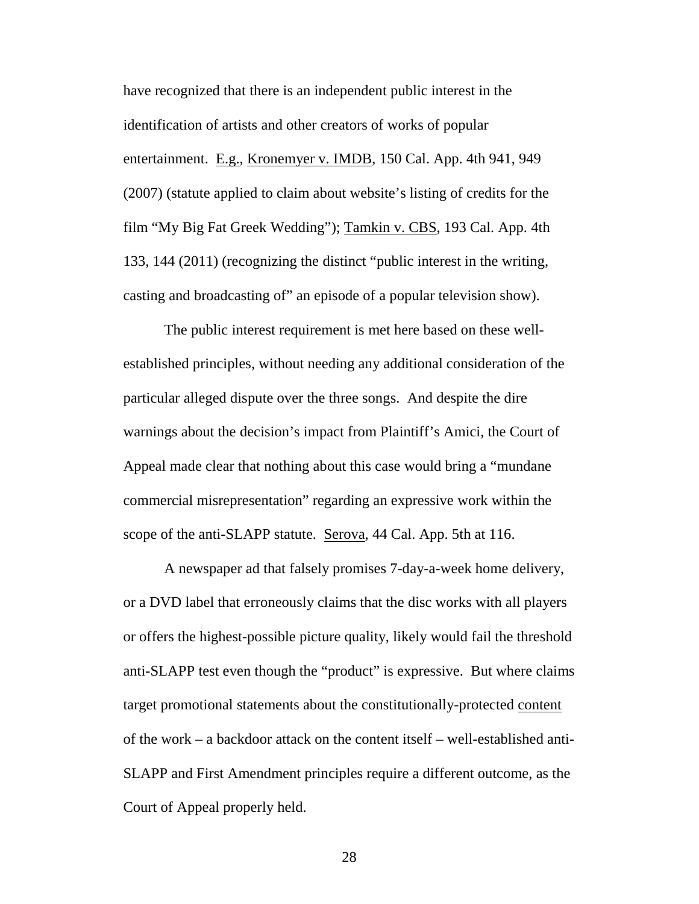have recognized that there is an independent public interest in the identification of artists and other creators of works of popular entertainment. E.g., Kronemyer v. IMDB, 150 Cal. App. 4th 941, 949 (2007) (statute applied to claim about website's listing of credits for the film "My Big Fat Greek Wedding"); Tamkin v. CBS, 193 Cal. App. 4th 133, 144 (2011) (recognizing the distinct "public interest in the writing, casting and broadcasting of" an episode of a popular television show).

The public interest requirement is met here based on these well-established principles, without needing any additional consideration of the particular alleged dispute over the three songs. And despite the dire warnings about the decision's impact from Plaintiff's Amici, the Court of Appeal made clear that nothing about this case would bring a "mundane commercial misrepresentation" regarding an expressive work within the scope of the anti-SLAPP statute. Serova, 44 Cal. App. 5th at 116.

A newspaper ad that falsely promises 7-day-a-week home delivery, or a DVD label that erroneously claims that the disc works with all players or offers the highest-possible picture quality, likely would fail the threshold anti-SLAPP test even though the "product" is expressive. But where claims target promotional statements about the constitutionally-protected content of the work – a backdoor attack on the content itself – well-established anti-SLAPP and First Amendment principles require a different outcome, as the Court of Appeal properly held.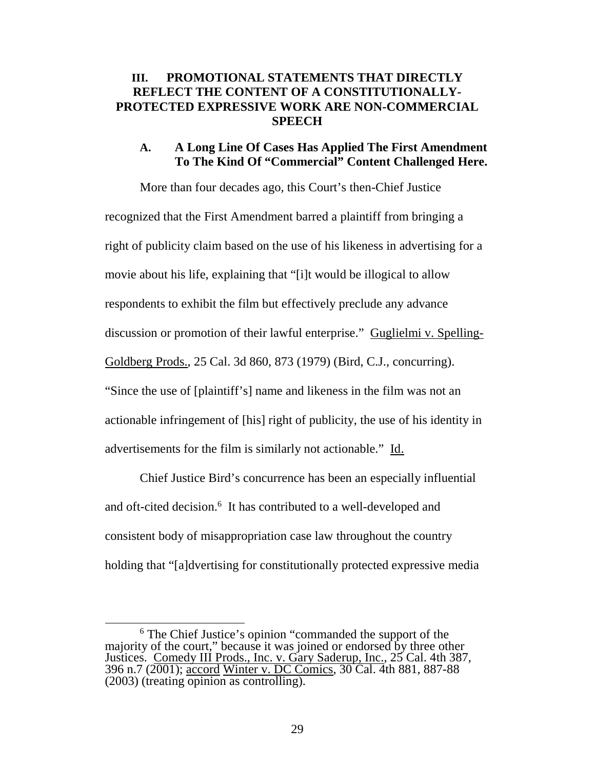## III. PROMOTIONAL STATEMENTS THAT DIRECTLY REFLECT THE CONTENT OF A CONSTITUTIONALLY-PROTECTED EXPRESSIVE WORK ARE NON-COMMERCIAL SPEECH

### A. A Long Line Of Cases Has Applied The First Amendment To The Kind Of "Commercial" Content Challenged Here.

More than four decades ago, this Court's then-Chief Justice recognized that the First Amendment barred a plaintiff from bringing a right of publicity claim based on the use of his likeness in advertising for a movie about his life, explaining that "[i]t would be illogical to allow respondents to exhibit the film but effectively preclude any advance discussion or promotion of their lawful enterprise." Guglielmi v. Spelling-Goldberg Prods., 25 Cal. 3d 860, 873 (1979) (Bird, C.J., concurring). "Since the use of [plaintiff's] name and likeness in the film was not an actionable infringement of [his] right of publicity, the use of his identity in advertisements for the film is similarly not actionable." Id.

Chief Justice Bird's concurrence has been an especially influential and oft-cited decision.[6] It has contributed to a well-developed and consistent body of misappropriation case law throughout the country holding that "[a]dvertising for constitutionally protected expressive media

[6] The Chief Justice's opinion "commanded the support of the majority of the court," because it was joined or endorsed by three other Justices. Comedy III Prods., Inc. v. Gary Saderup, Inc., 25 Cal. 4th 387, 396 n.7 (2001); accord Winter v. DC Comics, 30 Cal. 4th 881, 887-88 (2003) (treating opinion as controlling).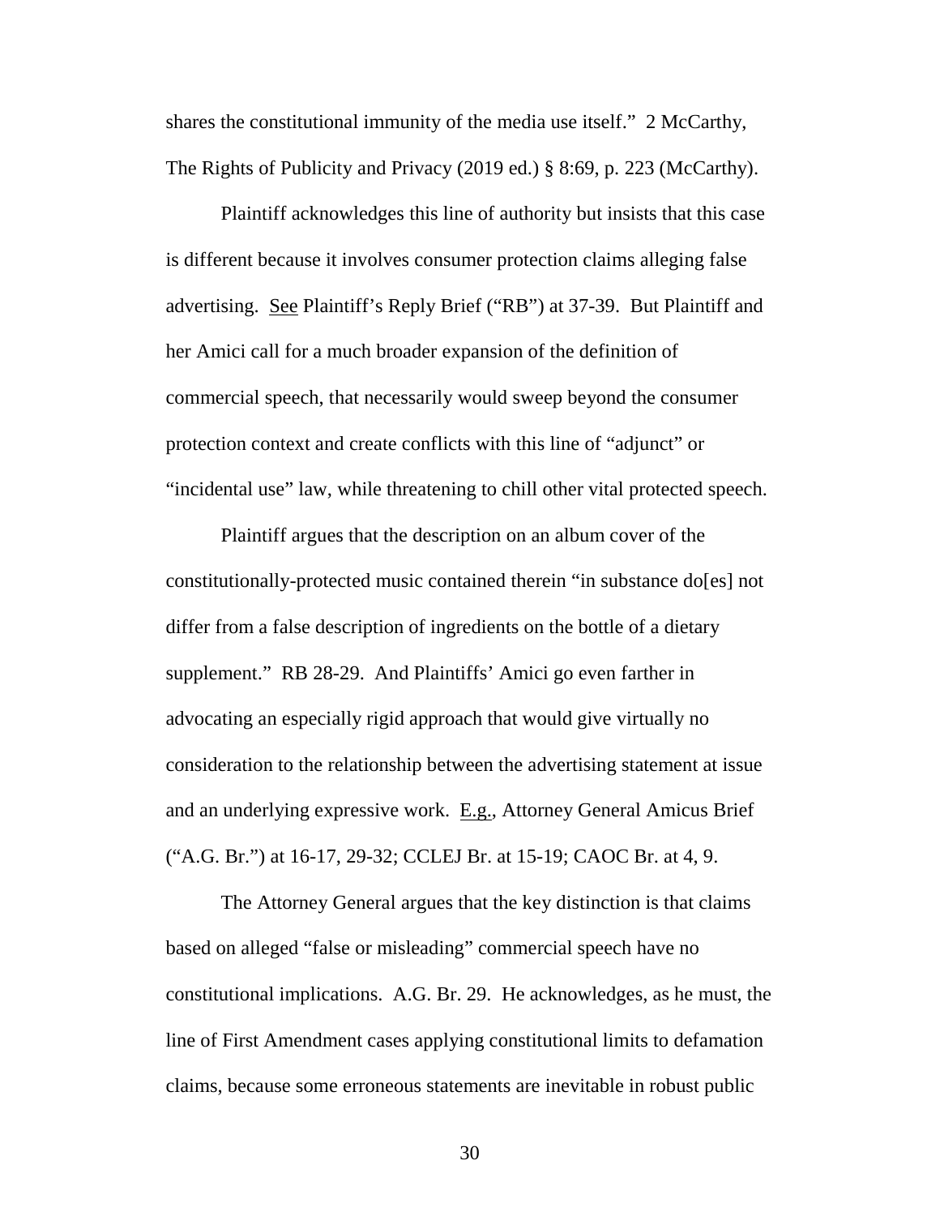shares the constitutional immunity of the media use itself." 2 McCarthy, The Rights of Publicity and Privacy (2019 ed.) § 8:69, p. 223 (McCarthy).

Plaintiff acknowledges this line of authority but insists that this case is different because it involves consumer protection claims alleging false advertising. See Plaintiff's Reply Brief ("RB") at 37-39. But Plaintiff and her Amici call for a much broader expansion of the definition of commercial speech, that necessarily would sweep beyond the consumer protection context and create conflicts with this line of "adjunct" or "incidental use" law, while threatening to chill other vital protected speech.

Plaintiff argues that the description on an album cover of the constitutionally-protected music contained therein "in substance do[es] not differ from a false description of ingredients on the bottle of a dietary supplement." RB 28-29. And Plaintiffs' Amici go even farther in advocating an especially rigid approach that would give virtually no consideration to the relationship between the advertising statement at issue and an underlying expressive work. E.g., Attorney General Amicus Brief ("A.G. Br.") at 16-17, 29-32; CCLEJ Br. at 15-19; CAOC Br. at 4, 9.

The Attorney General argues that the key distinction is that claims based on alleged "false or misleading" commercial speech have no constitutional implications. A.G. Br. 29. He acknowledges, as he must, the line of First Amendment cases applying constitutional limits to defamation claims, because some erroneous statements are inevitable in robust public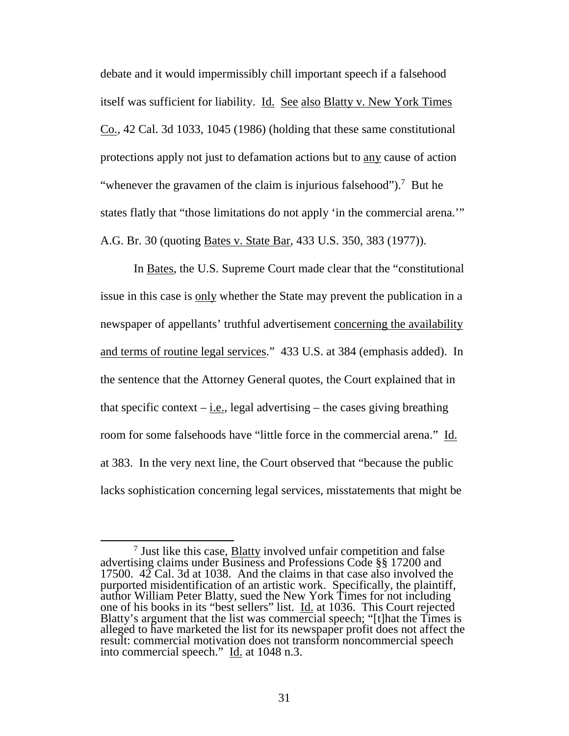debate and it would impermissibly chill important speech if a falsehood itself was sufficient for liability. Id. See also Blatty v. New York Times Co., 42 Cal. 3d 1033, 1045 (1986) (holding that these same constitutional protections apply not just to defamation actions but to any cause of action "whenever the gravamen of the claim is injurious falsehood").[7] But he states flatly that "those limitations do not apply 'in the commercial arena.'" A.G. Br. 30 (quoting Bates v. State Bar, 433 U.S. 350, 383 (1977)).

In Bates, the U.S. Supreme Court made clear that the "constitutional issue in this case is only whether the State may prevent the publication in a newspaper of appellants' truthful advertisement concerning the availability and terms of routine legal services." 433 U.S. at 384 (emphasis added). In the sentence that the Attorney General quotes, the Court explained that in that specific context – i.e., legal advertising – the cases giving breathing room for some falsehoods have "little force in the commercial arena." Id. at 383. In the very next line, the Court observed that "because the public lacks sophistication concerning legal services, misstatements that might be

---

[7] Just like this case, Blatty involved unfair competition and false advertising claims under Business and Professions Code §§ 17200 and 17500. 42 Cal. 3d at 1038. And the claims in that case also involved the purported misidentification of an artistic work. Specifically, the plaintiff, author William Peter Blatty, sued the New York Times for not including one of his books in its "best sellers" list. Id. at 1036. This Court rejected Blatty's argument that the list was commercial speech; "[t]hat the Times is alleged to have marketed the list for its newspaper profit does not affect the result: commercial motivation does not transform noncommercial speech into commercial speech." Id. at 1048 n.3.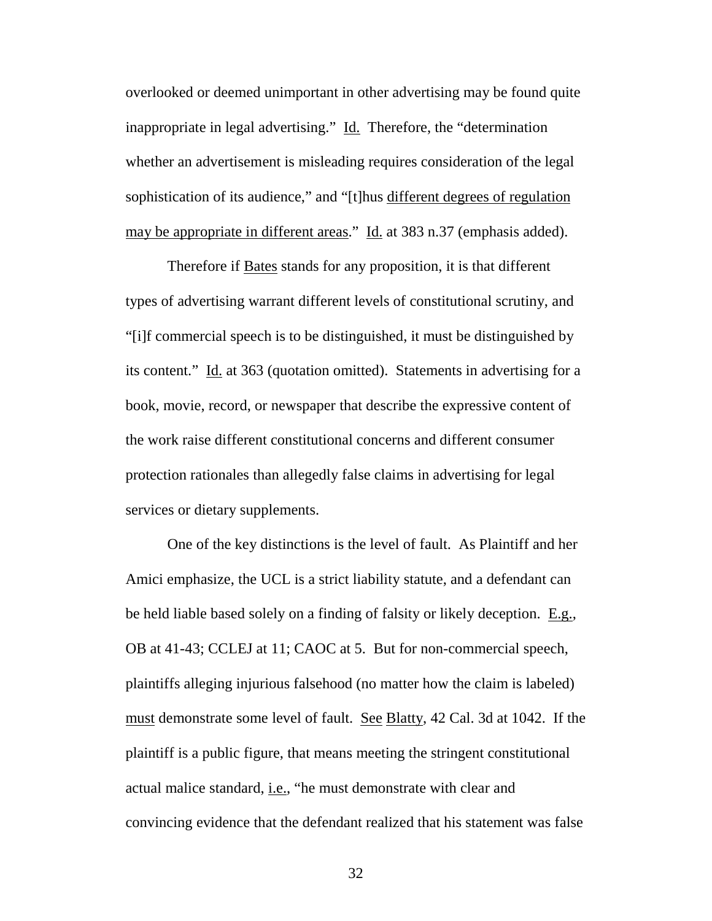overlooked or deemed unimportant in other advertising may be found quite inappropriate in legal advertising." Id. Therefore, the "determination whether an advertisement is misleading requires consideration of the legal sophistication of its audience," and "[t]hus different degrees of regulation may be appropriate in different areas." Id. at 383 n.37 (emphasis added).

Therefore if Bates stands for any proposition, it is that different types of advertising warrant different levels of constitutional scrutiny, and "[i]f commercial speech is to be distinguished, it must be distinguished by its content." Id. at 363 (quotation omitted). Statements in advertising for a book, movie, record, or newspaper that describe the expressive content of the work raise different constitutional concerns and different consumer protection rationales than allegedly false claims in advertising for legal services or dietary supplements.

One of the key distinctions is the level of fault. As Plaintiff and her Amici emphasize, the UCL is a strict liability statute, and a defendant can be held liable based solely on a finding of falsity or likely deception. E.g., OB at 41-43; CCLEJ at 11; CAOC at 5. But for non-commercial speech, plaintiffs alleging injurious falsehood (no matter how the claim is labeled) must demonstrate some level of fault. See Blatty, 42 Cal. 3d at 1042. If the plaintiff is a public figure, that means meeting the stringent constitutional actual malice standard, i.e., "he must demonstrate with clear and convincing evidence that the defendant realized that his statement was false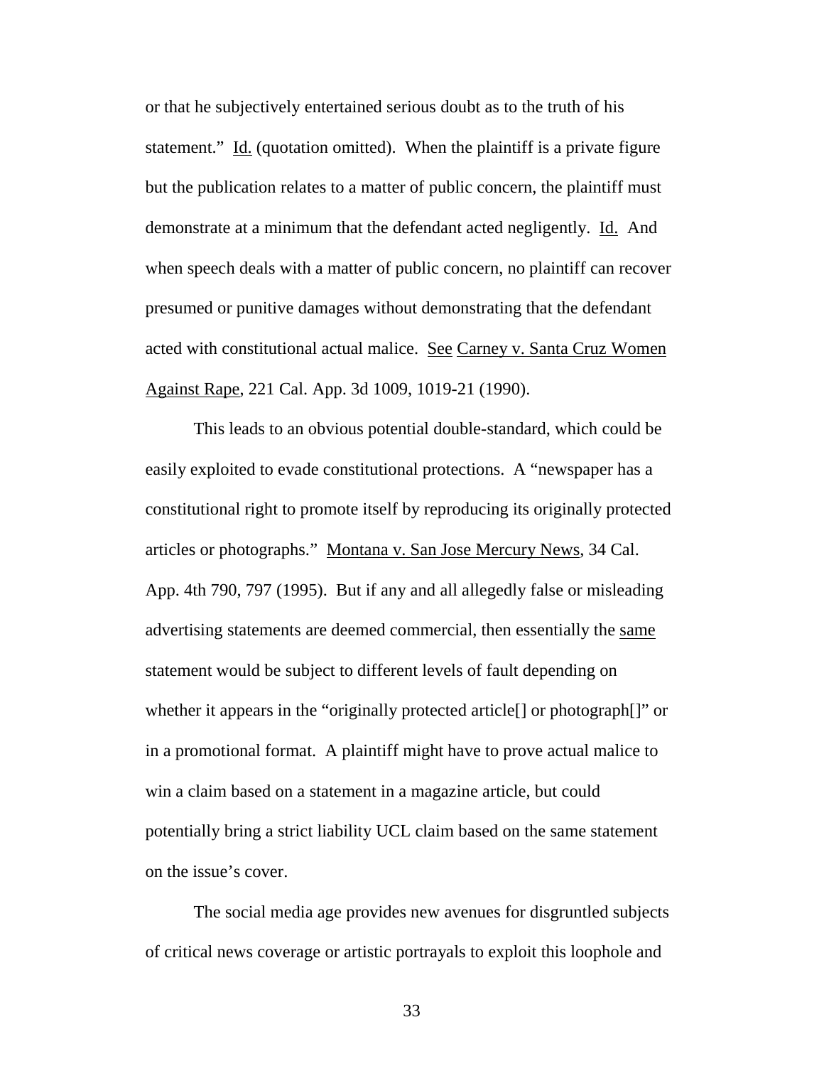or that he subjectively entertained serious doubt as to the truth of his statement." Id. (quotation omitted). When the plaintiff is a private figure but the publication relates to a matter of public concern, the plaintiff must demonstrate at a minimum that the defendant acted negligently. Id. And when speech deals with a matter of public concern, no plaintiff can recover presumed or punitive damages without demonstrating that the defendant acted with constitutional actual malice. See Carney v. Santa Cruz Women Against Rape, 221 Cal. App. 3d 1009, 1019-21 (1990).

This leads to an obvious potential double-standard, which could be easily exploited to evade constitutional protections. A "newspaper has a constitutional right to promote itself by reproducing its originally protected articles or photographs." Montana v. San Jose Mercury News, 34 Cal. App. 4th 790, 797 (1995). But if any and all allegedly false or misleading advertising statements are deemed commercial, then essentially the same statement would be subject to different levels of fault depending on whether it appears in the "originally protected article[] or photograph[]" or in a promotional format. A plaintiff might have to prove actual malice to win a claim based on a statement in a magazine article, but could potentially bring a strict liability UCL claim based on the same statement on the issue's cover.

The social media age provides new avenues for disgruntled subjects of critical news coverage or artistic portrayals to exploit this loophole and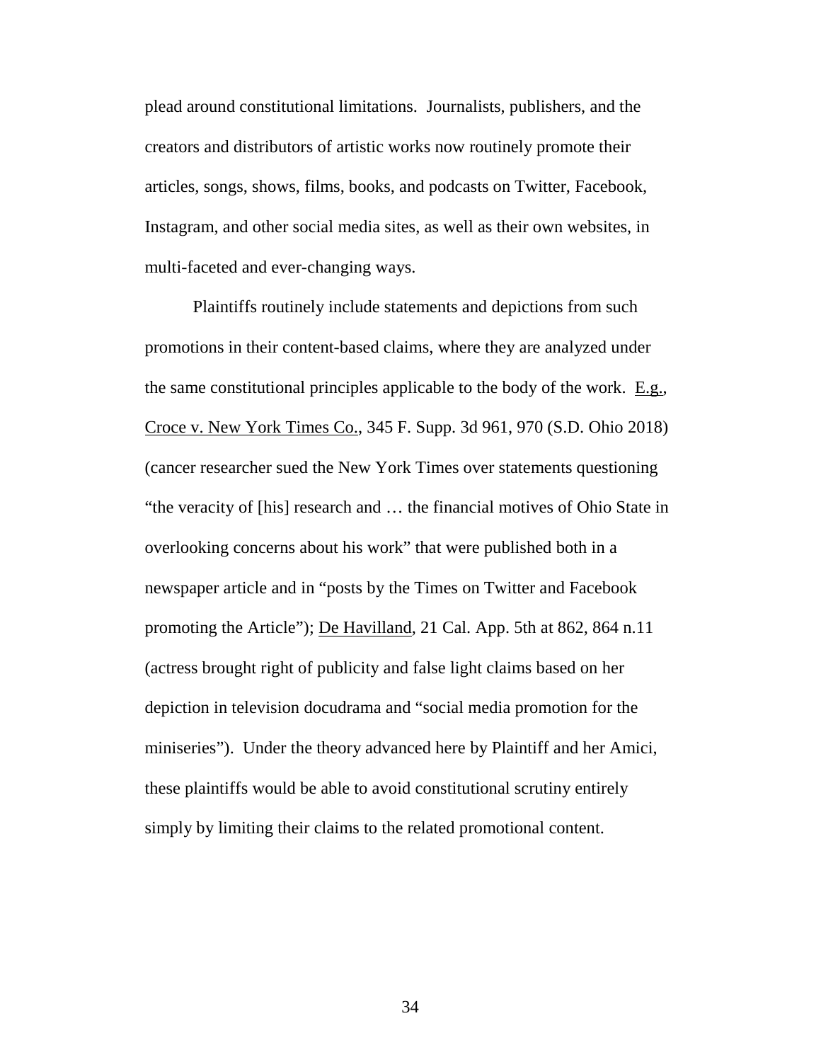plead around constitutional limitations. Journalists, publishers, and the creators and distributors of artistic works now routinely promote their articles, songs, shows, films, books, and podcasts on Twitter, Facebook, Instagram, and other social media sites, as well as their own websites, in multi-faceted and ever-changing ways.

Plaintiffs routinely include statements and depictions from such promotions in their content-based claims, where they are analyzed under the same constitutional principles applicable to the body of the work. E.g., Croce v. New York Times Co., 345 F. Supp. 3d 961, 970 (S.D. Ohio 2018) (cancer researcher sued the New York Times over statements questioning "the veracity of [his] research and … the financial motives of Ohio State in overlooking concerns about his work" that were published both in a newspaper article and in "posts by the Times on Twitter and Facebook promoting the Article"); De Havilland, 21 Cal. App. 5th at 862, 864 n.11 (actress brought right of publicity and false light claims based on her depiction in television docudrama and "social media promotion for the miniseries"). Under the theory advanced here by Plaintiff and her Amici, these plaintiffs would be able to avoid constitutional scrutiny entirely simply by limiting their claims to the related promotional content.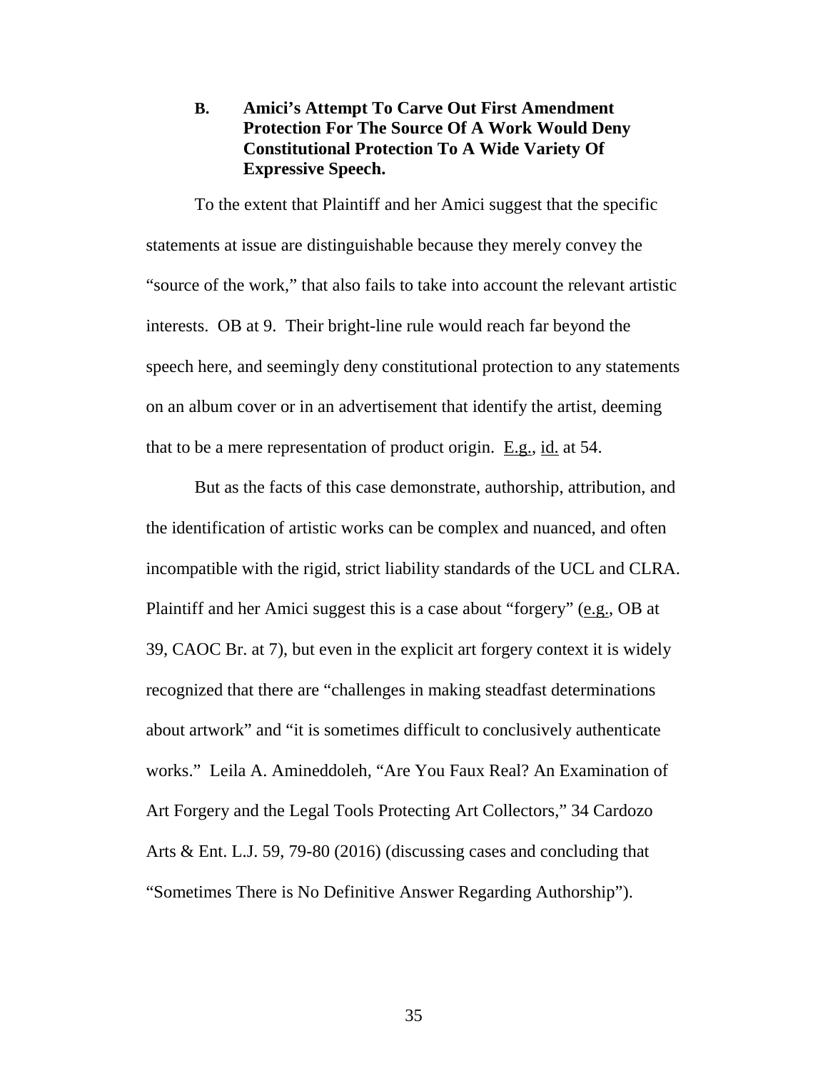### B. Amici's Attempt To Carve Out First Amendment Protection For The Source Of A Work Would Deny Constitutional Protection To A Wide Variety Of Expressive Speech.

To the extent that Plaintiff and her Amici suggest that the specific statements at issue are distinguishable because they merely convey the "source of the work," that also fails to take into account the relevant artistic interests. OB at 9. Their bright-line rule would reach far beyond the speech here, and seemingly deny constitutional protection to any statements on an album cover or in an advertisement that identify the artist, deeming that to be a mere representation of product origin. E.g., id. at 54.

But as the facts of this case demonstrate, authorship, attribution, and the identification of artistic works can be complex and nuanced, and often incompatible with the rigid, strict liability standards of the UCL and CLRA. Plaintiff and her Amici suggest this is a case about "forgery" (e.g., OB at 39, CAOC Br. at 7), but even in the explicit art forgery context it is widely recognized that there are "challenges in making steadfast determinations about artwork" and "it is sometimes difficult to conclusively authenticate works." Leila A. Amineddoleh, "Are You Faux Real? An Examination of Art Forgery and the Legal Tools Protecting Art Collectors," 34 Cardozo Arts & Ent. L.J. 59, 79-80 (2016) (discussing cases and concluding that "Sometimes There is No Definitive Answer Regarding Authorship").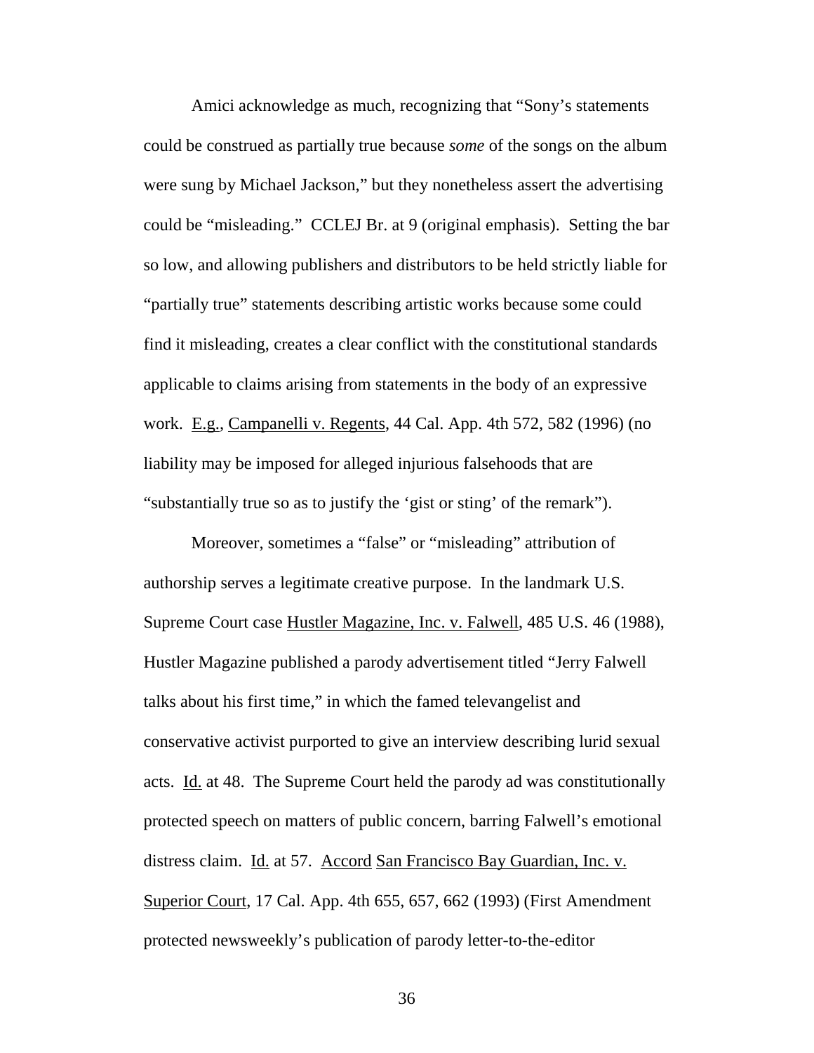Amici acknowledge as much, recognizing that "Sony's statements could be construed as partially true because *some* of the songs on the album were sung by Michael Jackson," but they nonetheless assert the advertising could be "misleading." CCLEJ Br. at 9 (original emphasis). Setting the bar so low, and allowing publishers and distributors to be held strictly liable for "partially true" statements describing artistic works because some could find it misleading, creates a clear conflict with the constitutional standards applicable to claims arising from statements in the body of an expressive work. E.g., Campanelli v. Regents, 44 Cal. App. 4th 572, 582 (1996) (no liability may be imposed for alleged injurious falsehoods that are "substantially true so as to justify the 'gist or sting' of the remark").

Moreover, sometimes a "false" or "misleading" attribution of authorship serves a legitimate creative purpose. In the landmark U.S. Supreme Court case Hustler Magazine, Inc. v. Falwell, 485 U.S. 46 (1988), Hustler Magazine published a parody advertisement titled "Jerry Falwell talks about his first time," in which the famed televangelist and conservative activist purported to give an interview describing lurid sexual acts. Id. at 48. The Supreme Court held the parody ad was constitutionally protected speech on matters of public concern, barring Falwell's emotional distress claim. Id. at 57. Accord San Francisco Bay Guardian, Inc. v. Superior Court, 17 Cal. App. 4th 655, 657, 662 (1993) (First Amendment protected newsweekly's publication of parody letter-to-the-editor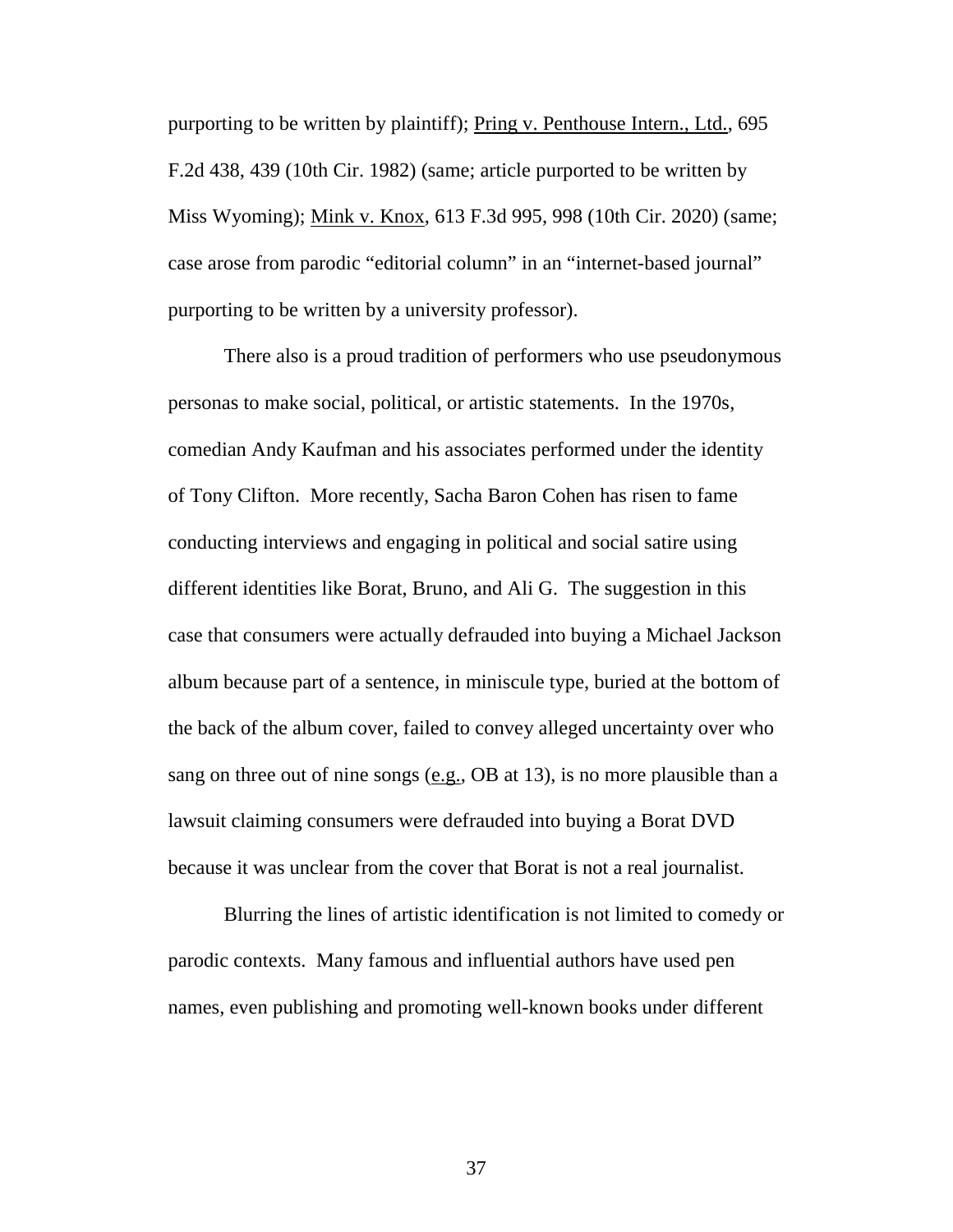purporting to be written by plaintiff); Pring v. Penthouse Intern., Ltd., 695 F.2d 438, 439 (10th Cir. 1982) (same; article purported to be written by Miss Wyoming); Mink v. Knox, 613 F.3d 995, 998 (10th Cir. 2020) (same; case arose from parodic "editorial column" in an "internet-based journal" purporting to be written by a university professor).

There also is a proud tradition of performers who use pseudonymous personas to make social, political, or artistic statements. In the 1970s, comedian Andy Kaufman and his associates performed under the identity of Tony Clifton. More recently, Sacha Baron Cohen has risen to fame conducting interviews and engaging in political and social satire using different identities like Borat, Bruno, and Ali G. The suggestion in this case that consumers were actually defrauded into buying a Michael Jackson album because part of a sentence, in miniscule type, buried at the bottom of the back of the album cover, failed to convey alleged uncertainty over who sang on three out of nine songs (e.g., OB at 13), is no more plausible than a lawsuit claiming consumers were defrauded into buying a Borat DVD because it was unclear from the cover that Borat is not a real journalist.

Blurring the lines of artistic identification is not limited to comedy or parodic contexts. Many famous and influential authors have used pen names, even publishing and promoting well-known books under different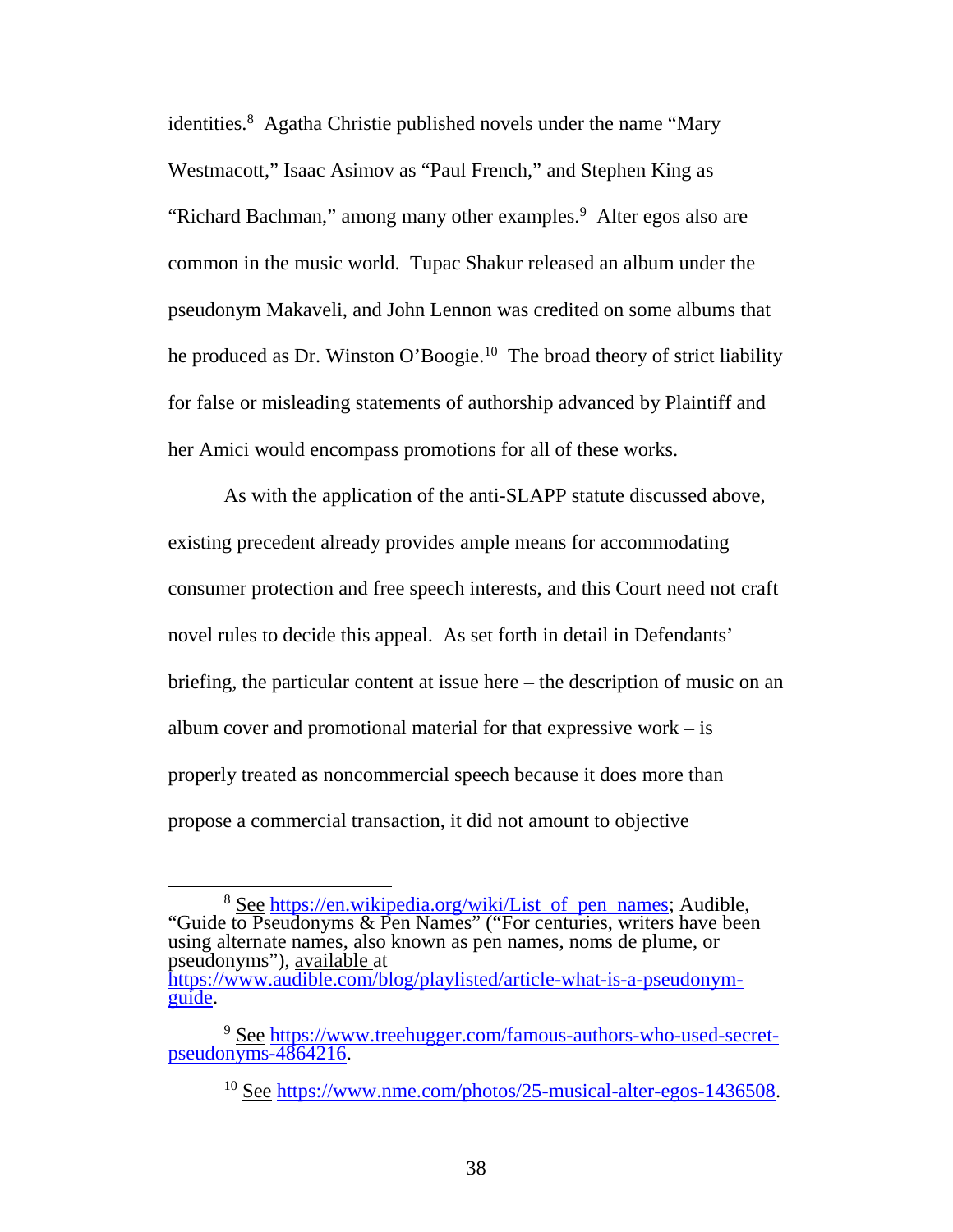identities.[8] Agatha Christie published novels under the name "Mary Westmacott," Isaac Asimov as "Paul French," and Stephen King as "Richard Bachman," among many other examples.[9] Alter egos also are common in the music world. Tupac Shakur released an album under the pseudonym Makaveli, and John Lennon was credited on some albums that he produced as Dr. Winston O'Boogie.[10] The broad theory of strict liability for false or misleading statements of authorship advanced by Plaintiff and her Amici would encompass promotions for all of these works.

As with the application of the anti-SLAPP statute discussed above, existing precedent already provides ample means for accommodating consumer protection and free speech interests, and this Court need not craft novel rules to decide this appeal. As set forth in detail in Defendants' briefing, the particular content at issue here – the description of music on an album cover and promotional material for that expressive work – is properly treated as noncommercial speech because it does more than propose a commercial transaction, it did not amount to objective

---

[8] See https://en.wikipedia.org/wiki/List_of_pen_names; Audible, "Guide to Pseudonyms & Pen Names" ("For centuries, writers have been using alternate names, also known as pen names, noms de plume, or pseudonyms"), available at https://www.audible.com/blog/playlisted/article-what-is-a-pseudonym-guide.

[9] See https://www.treehugger.com/famous-authors-who-used-secret-pseudonyms-4864216.

[10] See https://www.nme.com/photos/25-musical-alter-egos-1436508.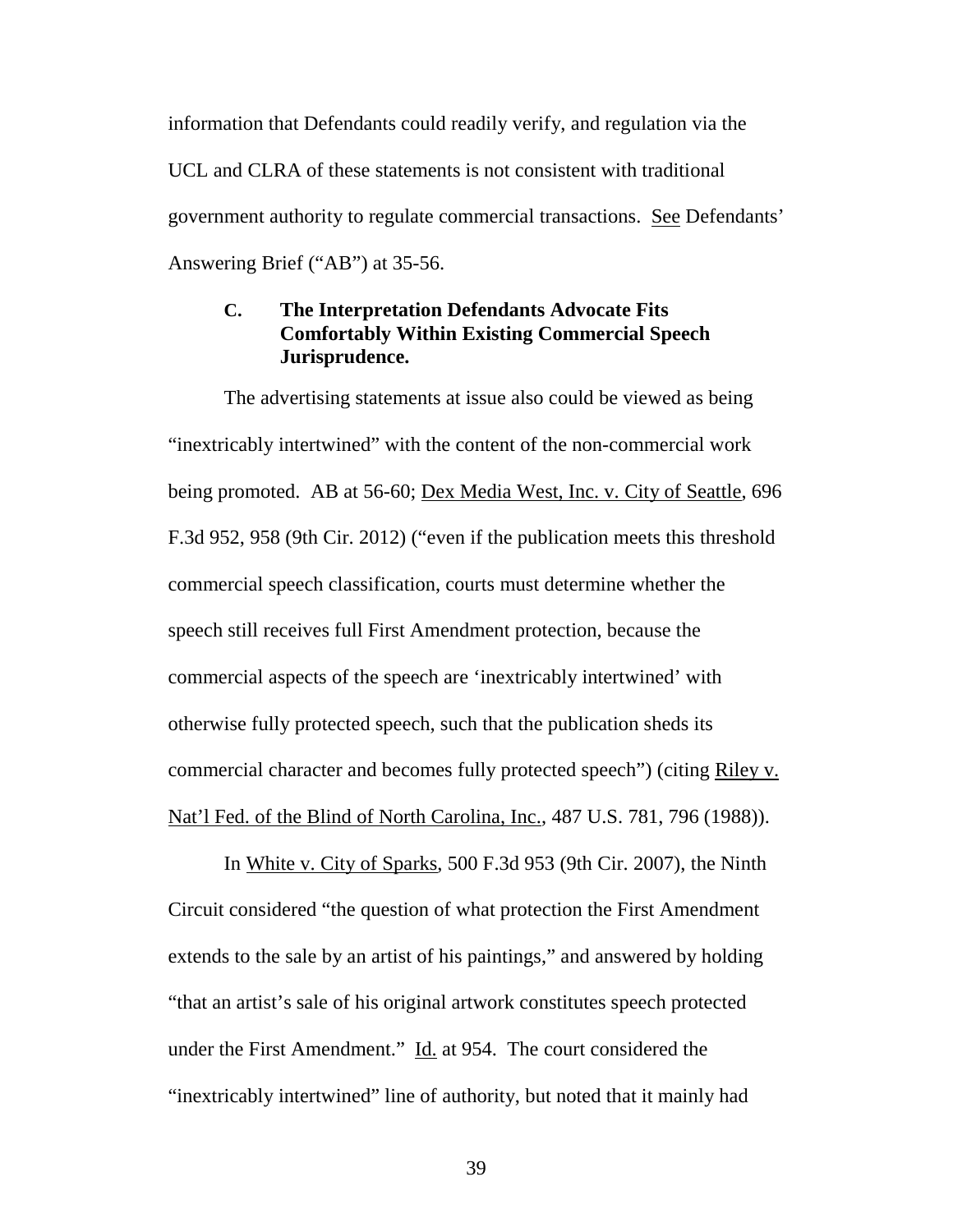information that Defendants could readily verify, and regulation via the UCL and CLRA of these statements is not consistent with traditional government authority to regulate commercial transactions. See Defendants' Answering Brief ("AB") at 35-56.

### C. The Interpretation Defendants Advocate Fits Comfortably Within Existing Commercial Speech Jurisprudence.

The advertising statements at issue also could be viewed as being "inextricably intertwined" with the content of the non-commercial work being promoted. AB at 56-60; Dex Media West, Inc. v. City of Seattle, 696 F.3d 952, 958 (9th Cir. 2012) ("even if the publication meets this threshold commercial speech classification, courts must determine whether the speech still receives full First Amendment protection, because the commercial aspects of the speech are 'inextricably intertwined' with otherwise fully protected speech, such that the publication sheds its commercial character and becomes fully protected speech") (citing Riley v. Nat'l Fed. of the Blind of North Carolina, Inc., 487 U.S. 781, 796 (1988)).

In White v. City of Sparks, 500 F.3d 953 (9th Cir. 2007), the Ninth Circuit considered "the question of what protection the First Amendment extends to the sale by an artist of his paintings," and answered by holding "that an artist's sale of his original artwork constitutes speech protected under the First Amendment." Id. at 954. The court considered the "inextricably intertwined" line of authority, but noted that it mainly had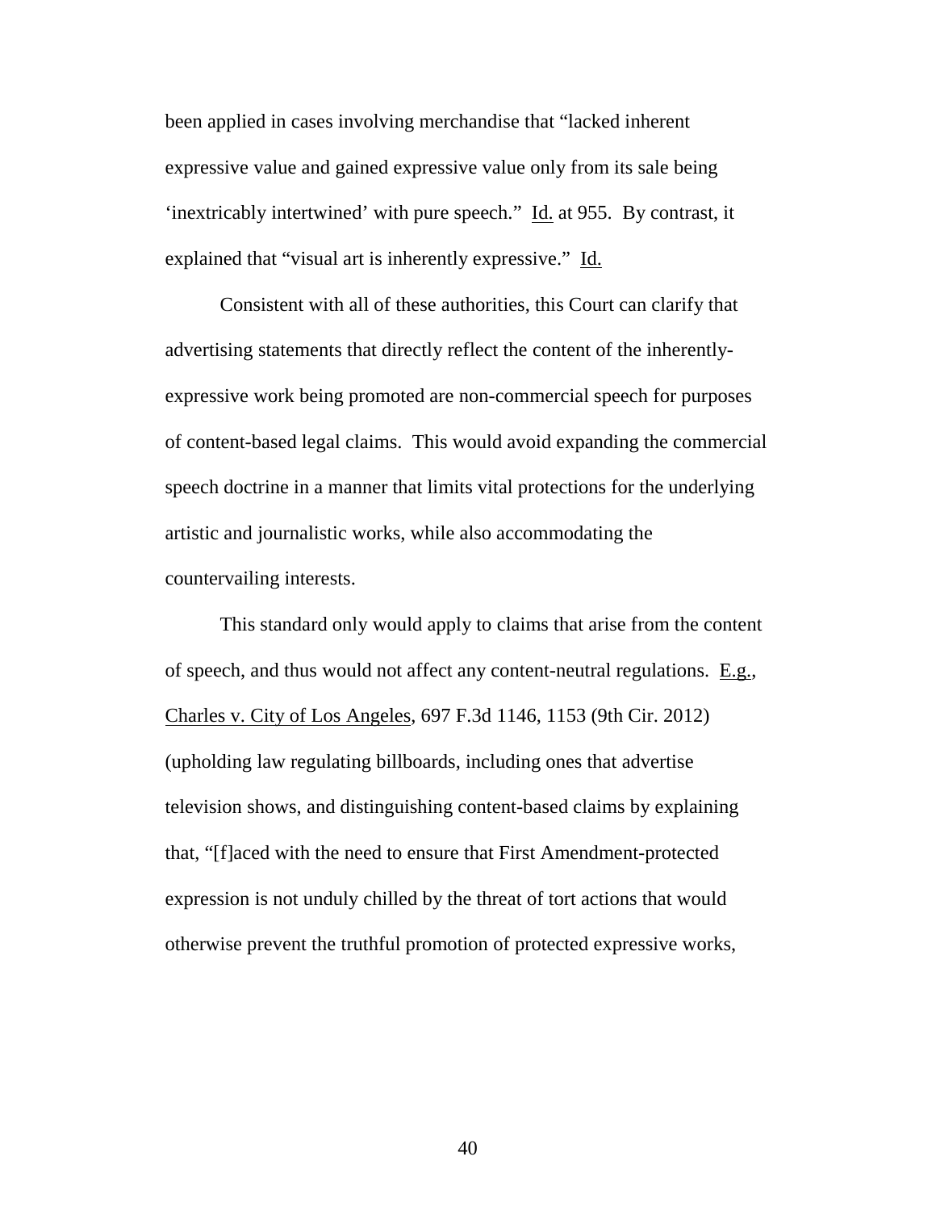been applied in cases involving merchandise that "lacked inherent expressive value and gained expressive value only from its sale being 'inextricably intertwined' with pure speech." Id. at 955. By contrast, it explained that "visual art is inherently expressive." Id.

Consistent with all of these authorities, this Court can clarify that advertising statements that directly reflect the content of the inherently-expressive work being promoted are non-commercial speech for purposes of content-based legal claims. This would avoid expanding the commercial speech doctrine in a manner that limits vital protections for the underlying artistic and journalistic works, while also accommodating the countervailing interests.

This standard only would apply to claims that arise from the content of speech, and thus would not affect any content-neutral regulations. E.g., Charles v. City of Los Angeles, 697 F.3d 1146, 1153 (9th Cir. 2012) (upholding law regulating billboards, including ones that advertise television shows, and distinguishing content-based claims by explaining that, "[f]aced with the need to ensure that First Amendment-protected expression is not unduly chilled by the threat of tort actions that would otherwise prevent the truthful promotion of protected expressive works,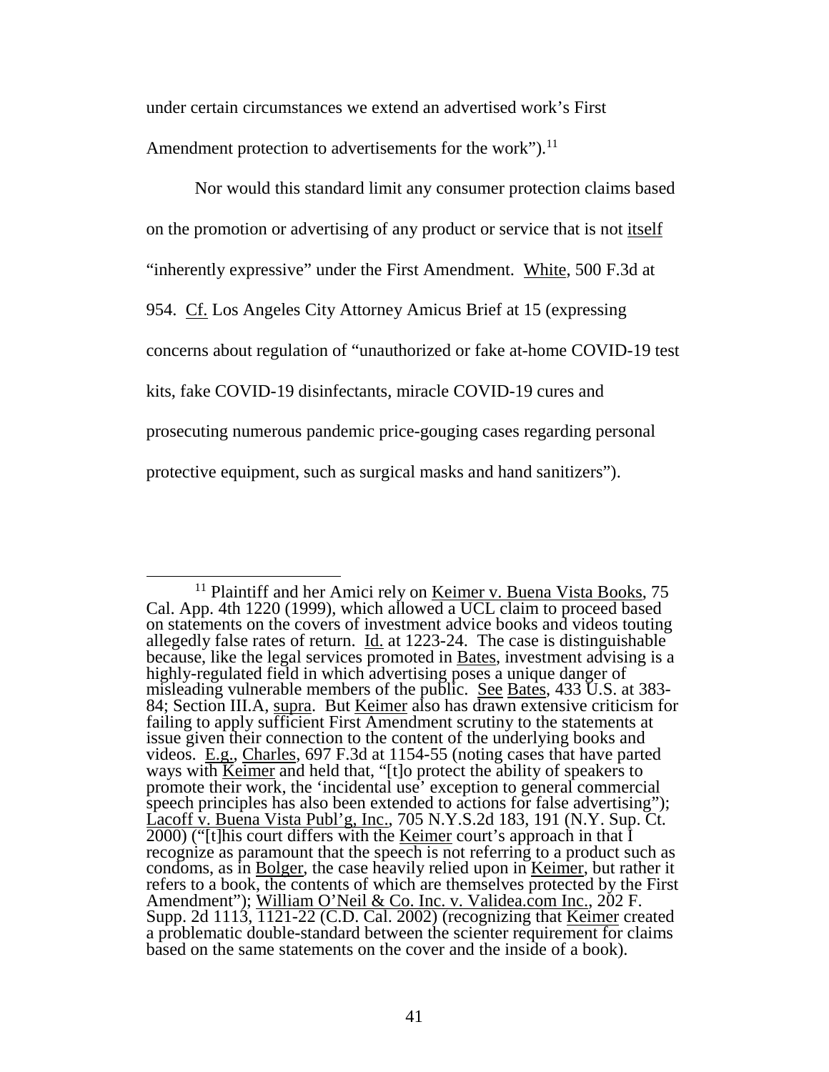under certain circumstances we extend an advertised work's First Amendment protection to advertisements for the work").[11]

Nor would this standard limit any consumer protection claims based on the promotion or advertising of any product or service that is not itself "inherently expressive" under the First Amendment. White, 500 F.3d at 954. Cf. Los Angeles City Attorney Amicus Brief at 15 (expressing concerns about regulation of "unauthorized or fake at-home COVID-19 test kits, fake COVID-19 disinfectants, miracle COVID-19 cures and prosecuting numerous pandemic price-gouging cases regarding personal protective equipment, such as surgical masks and hand sanitizers").

---

[11] Plaintiff and her Amici rely on Keimer v. Buena Vista Books, 75 Cal. App. 4th 1220 (1999), which allowed a UCL claim to proceed based on statements on the covers of investment advice books and videos touting allegedly false rates of return. Id. at 1223-24. The case is distinguishable because, like the legal services promoted in Bates, investment advising is a highly-regulated field in which advertising poses a unique danger of misleading vulnerable members of the public. See Bates, 433 U.S. at 383-84; Section III.A, supra. But Keimer also has drawn extensive criticism for failing to apply sufficient First Amendment scrutiny to the statements at issue given their connection to the content of the underlying books and videos. E.g., Charles, 697 F.3d at 1154-55 (noting cases that have parted ways with Keimer and held that, "[t]o protect the ability of speakers to promote their work, the 'incidental use' exception to general commercial speech principles has also been extended to actions for false advertising"); Lacoff v. Buena Vista Publ'g, Inc., 705 N.Y.S.2d 183, 191 (N.Y. Sup. Ct. 2000) ("[t]his court differs with the Keimer court's approach in that I recognize as paramount that the speech is not referring to a product such as condoms, as in Bolger, the case heavily relied upon in Keimer, but rather it refers to a book, the contents of which are themselves protected by the First Amendment"); William O'Neil & Co. Inc. v. Validea.com Inc., 202 F. Supp. 2d 1113, 1121-22 (C.D. Cal. 2002) (recognizing that Keimer created a problematic double-standard between the scienter requirement for claims based on the same statements on the cover and the inside of a book).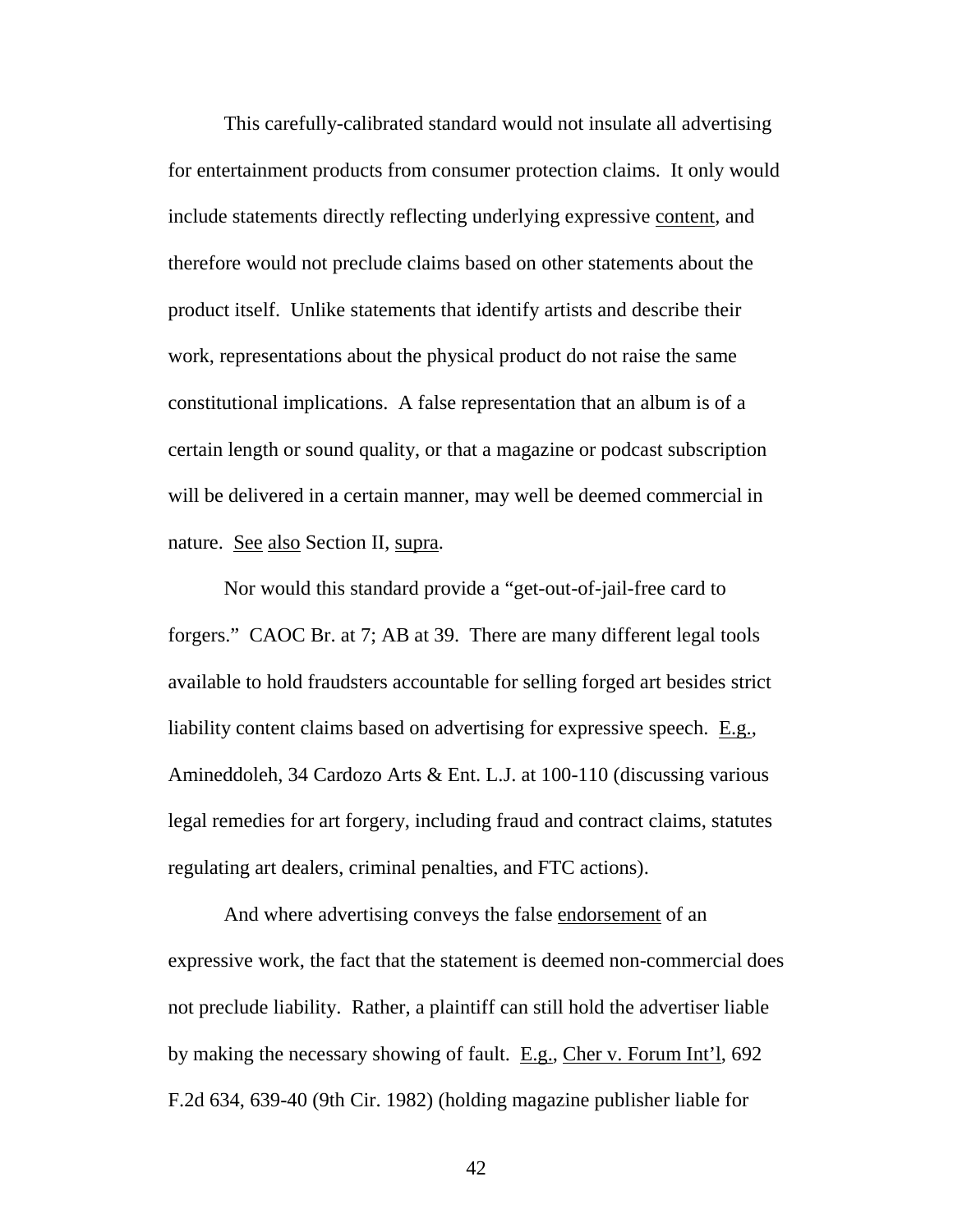This carefully-calibrated standard would not insulate all advertising for entertainment products from consumer protection claims. It only would include statements directly reflecting underlying expressive content, and therefore would not preclude claims based on other statements about the product itself. Unlike statements that identify artists and describe their work, representations about the physical product do not raise the same constitutional implications. A false representation that an album is of a certain length or sound quality, or that a magazine or podcast subscription will be delivered in a certain manner, may well be deemed commercial in nature. See also Section II, supra.

Nor would this standard provide a "get-out-of-jail-free card to forgers." CAOC Br. at 7; AB at 39. There are many different legal tools available to hold fraudsters accountable for selling forged art besides strict liability content claims based on advertising for expressive speech. E.g., Amineddoleh, 34 Cardozo Arts & Ent. L.J. at 100-110 (discussing various legal remedies for art forgery, including fraud and contract claims, statutes regulating art dealers, criminal penalties, and FTC actions).

And where advertising conveys the false endorsement of an expressive work, the fact that the statement is deemed non-commercial does not preclude liability. Rather, a plaintiff can still hold the advertiser liable by making the necessary showing of fault. E.g., Cher v. Forum Int'l, 692 F.2d 634, 639-40 (9th Cir. 1982) (holding magazine publisher liable for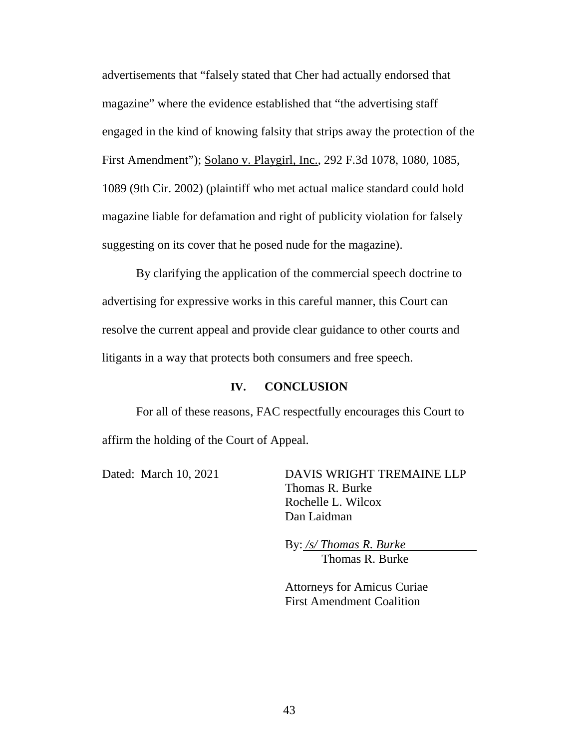advertisements that "falsely stated that Cher had actually endorsed that magazine" where the evidence established that "the advertising staff engaged in the kind of knowing falsity that strips away the protection of the First Amendment"); Solano v. Playgirl, Inc., 292 F.3d 1078, 1080, 1085, 1089 (9th Cir. 2002) (plaintiff who met actual malice standard could hold magazine liable for defamation and right of publicity violation for falsely suggesting on its cover that he posed nude for the magazine).

By clarifying the application of the commercial speech doctrine to advertising for expressive works in this careful manner, this Court can resolve the current appeal and provide clear guidance to other courts and litigants in a way that protects both consumers and free speech.

## IV. CONCLUSION

For all of these reasons, FAC respectfully encourages this Court to affirm the holding of the Court of Appeal.

Dated: March 10, 2021

DAVIS WRIGHT TREMAINE LLP
Thomas R. Burke
Rochelle L. Wilcox
Dan Laidman

By: */s/ Thomas R. Burke*
Thomas R. Burke

Attorneys for Amicus Curiae
First Amendment Coalition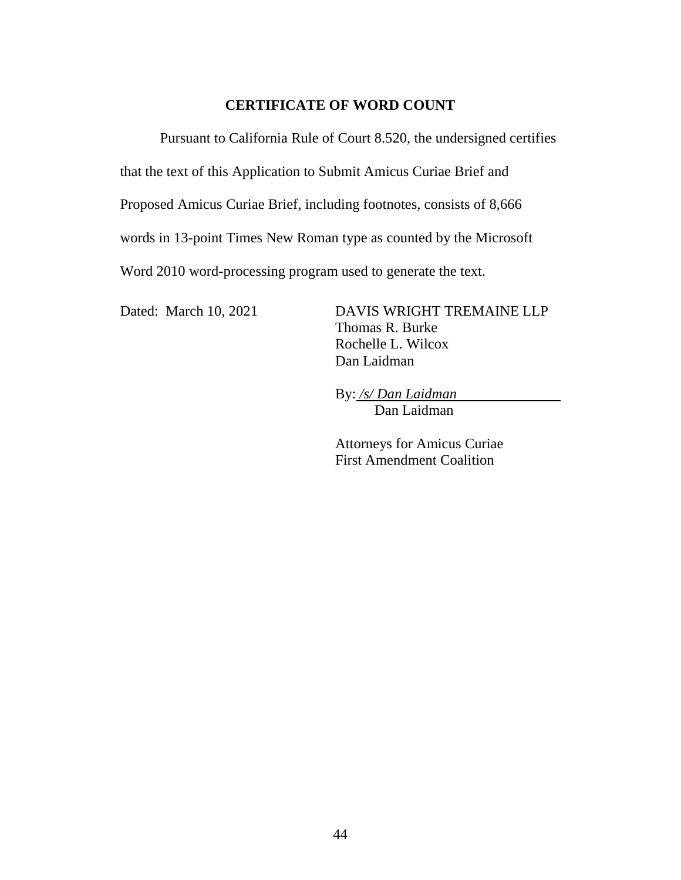## CERTIFICATE OF WORD COUNT

Pursuant to California Rule of Court 8.520, the undersigned certifies that the text of this Application to Submit Amicus Curiae Brief and Proposed Amicus Curiae Brief, including footnotes, consists of 8,666 words in 13-point Times New Roman type as counted by the Microsoft Word 2010 word-processing program used to generate the text.

Dated: March 10, 2021

DAVIS WRIGHT TREMAINE LLP
Thomas R. Burke
Rochelle L. Wilcox
Dan Laidman

By: */s/ Dan Laidman*
Dan Laidman

Attorneys for Amicus Curiae
First Amendment Coalition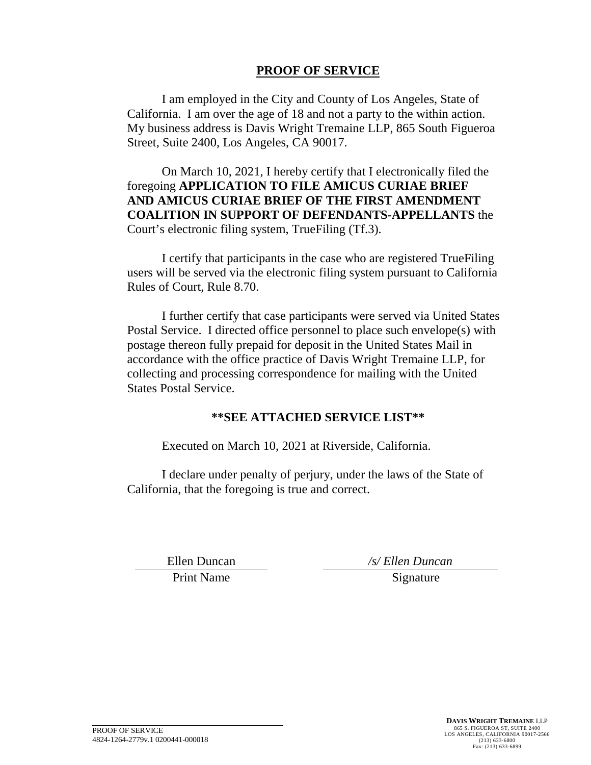## PROOF OF SERVICE

I am employed in the City and County of Los Angeles, State of California. I am over the age of 18 and not a party to the within action. My business address is Davis Wright Tremaine LLP, 865 South Figueroa Street, Suite 2400, Los Angeles, CA 90017.

On March 10, 2021, I hereby certify that I electronically filed the foregoing **APPLICATION TO FILE AMICUS CURIAE BRIEF AND AMICUS CURIAE BRIEF OF THE FIRST AMENDMENT COALITION IN SUPPORT OF DEFENDANTS-APPELLANTS** the Court's electronic filing system, TrueFiling (Tf.3).

I certify that participants in the case who are registered TrueFiling users will be served via the electronic filing system pursuant to California Rules of Court, Rule 8.70.

I further certify that case participants were served via United States Postal Service. I directed office personnel to place such envelope(s) with postage thereon fully prepaid for deposit in the United States Mail in accordance with the office practice of Davis Wright Tremaine LLP, for collecting and processing correspondence for mailing with the United States Postal Service.

**\*\*SEE ATTACHED SERVICE LIST\*\***

Executed on March 10, 2021 at Riverside, California.

I declare under penalty of perjury, under the laws of the State of California, that the foregoing is true and correct.

| Ellen Duncan | */s/ Ellen Duncan* |
|---|---|
| Print Name | Signature |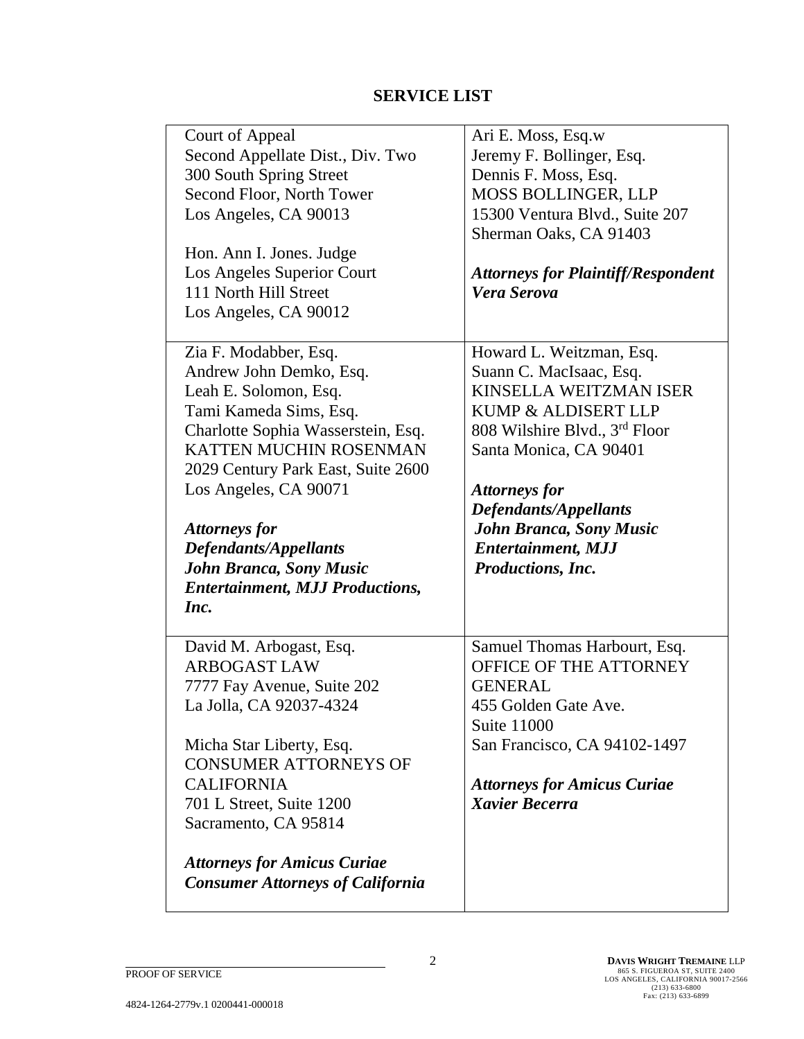# SERVICE LIST

| | |
|---|---|
| Court of Appeal<br>Second Appellate Dist., Div. Two<br>300 South Spring Street<br>Second Floor, North Tower<br>Los Angeles, CA 90013<br><br>Hon. Ann I. Jones. Judge<br>Los Angeles Superior Court<br>111 North Hill Street<br>Los Angeles, CA 90012 | Ari E. Moss, Esq.w<br>Jeremy F. Bollinger, Esq.<br>Dennis F. Moss, Esq.<br>MOSS BOLLINGER, LLP<br>15300 Ventura Blvd., Suite 207<br>Sherman Oaks, CA 91403<br><br>***Attorneys for Plaintiff/Respondent Vera Serova*** |
| Zia F. Modabber, Esq.<br>Andrew John Demko, Esq.<br>Leah E. Solomon, Esq.<br>Tami Kameda Sims, Esq.<br>Charlotte Sophia Wasserstein, Esq.<br>KATTEN MUCHIN ROSENMAN<br>2029 Century Park East, Suite 2600<br>Los Angeles, CA 90071<br><br>***Attorneys for Defendants/Appellants John Branca, Sony Music Entertainment, MJJ Productions, Inc.*** | Howard L. Weitzman, Esq.<br>Suann C. MacIsaac, Esq.<br>KINSELLA WEITZMAN ISER KUMP & ALDISERT LLP<br>808 Wilshire Blvd., 3rd Floor<br>Santa Monica, CA 90401<br><br>***Attorneys for Defendants/Appellants John Branca, Sony Music Entertainment, MJJ Productions, Inc.*** |
| David M. Arbogast, Esq.<br>ARBOGAST LAW<br>7777 Fay Avenue, Suite 202<br>La Jolla, CA 92037-4324<br><br>Micha Star Liberty, Esq.<br>CONSUMER ATTORNEYS OF CALIFORNIA<br>701 L Street, Suite 1200<br>Sacramento, CA 95814<br><br>***Attorneys for Amicus Curiae Consumer Attorneys of California*** | Samuel Thomas Harbourt, Esq.<br>OFFICE OF THE ATTORNEY GENERAL<br>455 Golden Gate Ave.<br>Suite 11000<br>San Francisco, CA 94102-1497<br><br>***Attorneys for Amicus Curiae Xavier Becerra*** |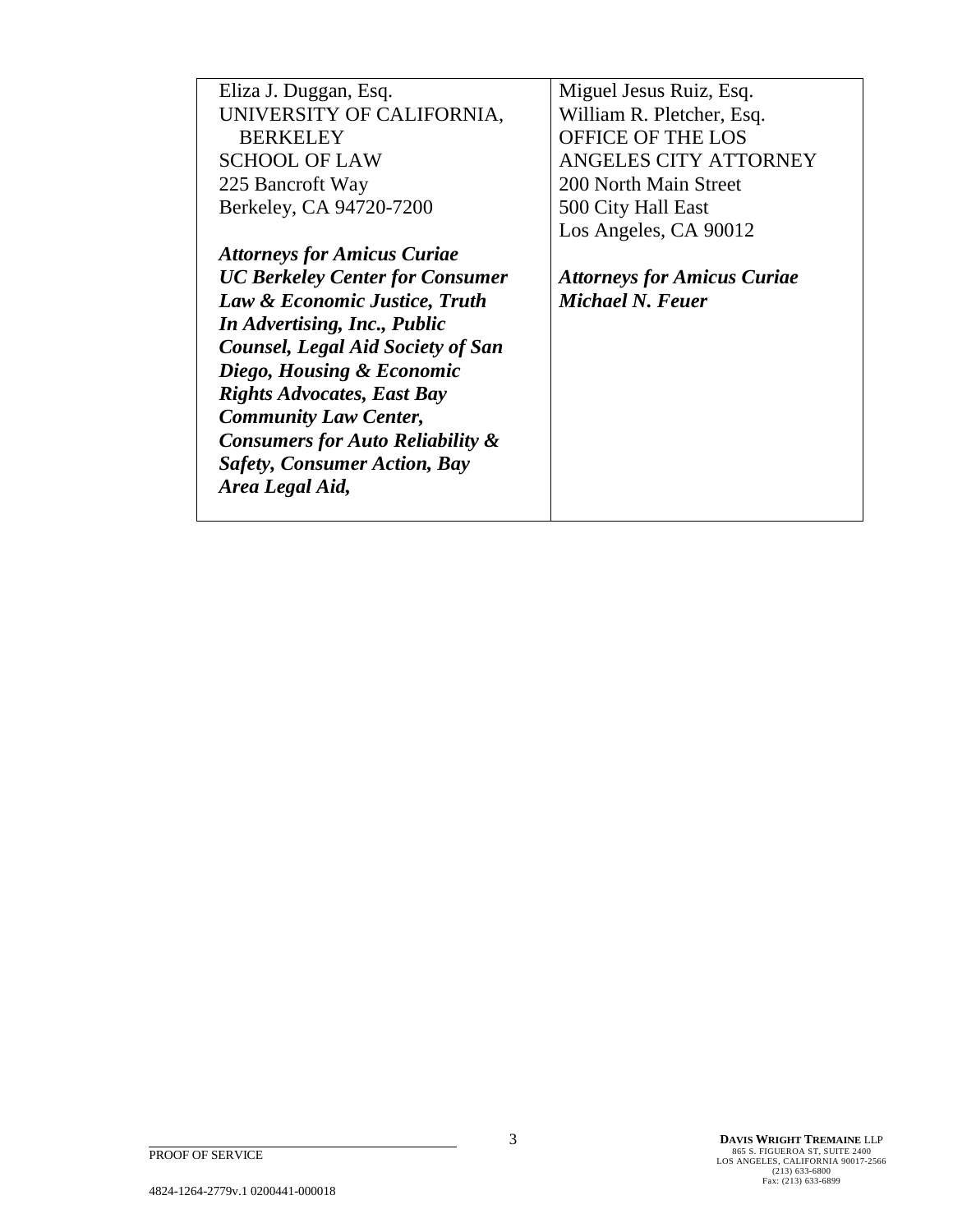| | |
|---|---|
| Eliza J. Duggan, Esq.<br>UNIVERSITY OF CALIFORNIA, BERKELEY<br>SCHOOL OF LAW<br>225 Bancroft Way<br>Berkeley, CA 94720-7200<br><br>***Attorneys for Amicus Curiae UC Berkeley Center for Consumer Law & Economic Justice, Truth In Advertising, Inc., Public Counsel, Legal Aid Society of San Diego, Housing & Economic Rights Advocates, East Bay Community Law Center, Consumers for Auto Reliability & Safety, Consumer Action, Bay Area Legal Aid,*** | Miguel Jesus Ruiz, Esq.<br>William R. Pletcher, Esq.<br>OFFICE OF THE LOS ANGELES CITY ATTORNEY<br>200 North Main Street<br>500 City Hall East<br>Los Angeles, CA 90012<br><br>***Attorneys for Amicus Curiae Michael N. Feuer*** |